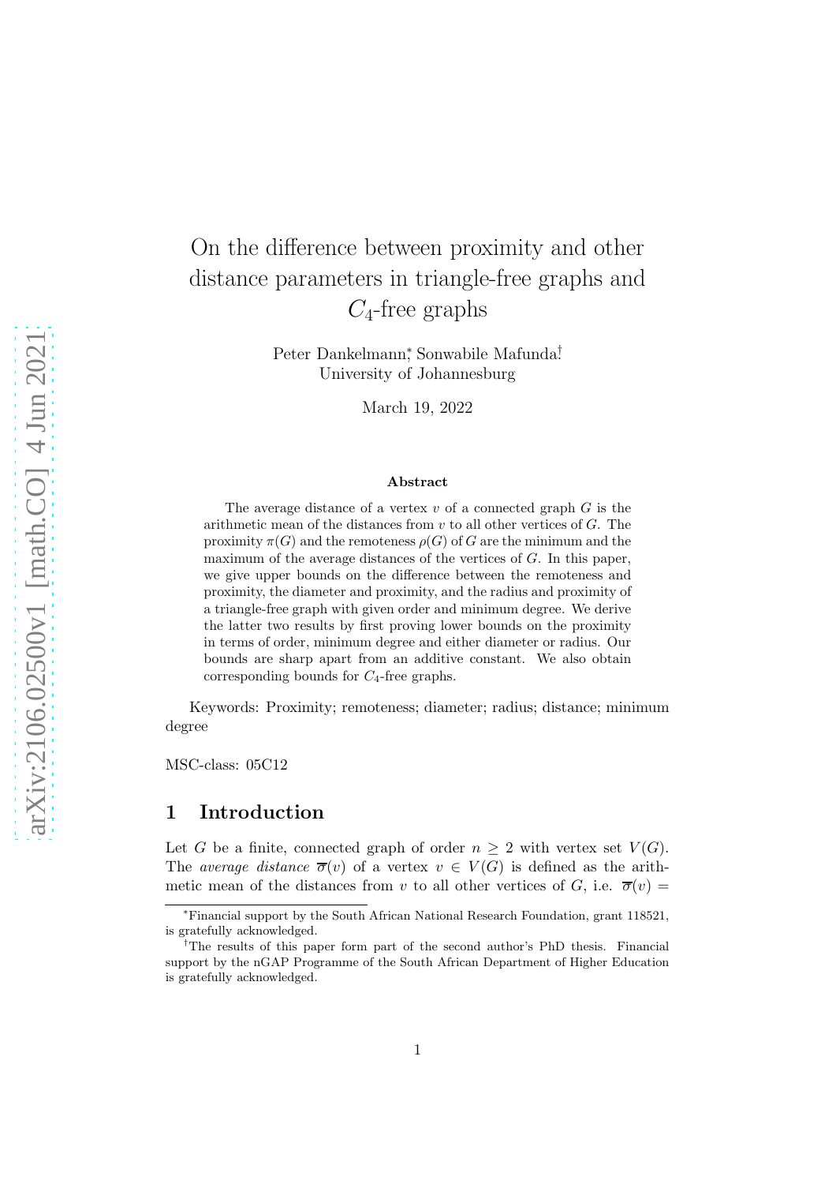# On the difference between proximity and other distance parameters in triangle-free graphs and $C_4$-free graphs

Peter Dankelmann[*], Sonwabile Mafunda[†]
University of Johannesburg

March 19, 2022

### Abstract

The average distance of a vertex $v$ of a connected graph $G$ is the arithmetic mean of the distances from $v$ to all other vertices of $G$. The proximity $\pi(G)$ and the remoteness $\rho(G)$ of $G$ are the minimum and the maximum of the average distances of the vertices of $G$. In this paper, we give upper bounds on the difference between the remoteness and proximity, the diameter and proximity, and the radius and proximity of a triangle-free graph with given order and minimum degree. We derive the latter two results by first proving lower bounds on the proximity in terms of order, minimum degree and either diameter or radius. Our bounds are sharp apart from an additive constant. We also obtain corresponding bounds for $C_4$-free graphs.

Keywords: Proximity; remoteness; diameter; radius; distance; minimum degree

MSC-class: 05C12

## 1 Introduction

Let $G$ be a finite, connected graph of order $n \geq 2$ with vertex set $V(G)$. The *average distance* $\overline{\sigma}(v)$ of a vertex $v \in V(G)$ is defined as the arithmetic mean of the distances from $v$ to all other vertices of $G$, i.e. $\overline{\sigma}(v) =$

[*] Financial support by the South African National Research Foundation, grant 118521, is gratefully acknowledged.

[†] The results of this paper form part of the second author's PhD thesis. Financial support by the nGAP Programme of the South African Department of Higher Education is gratefully acknowledged.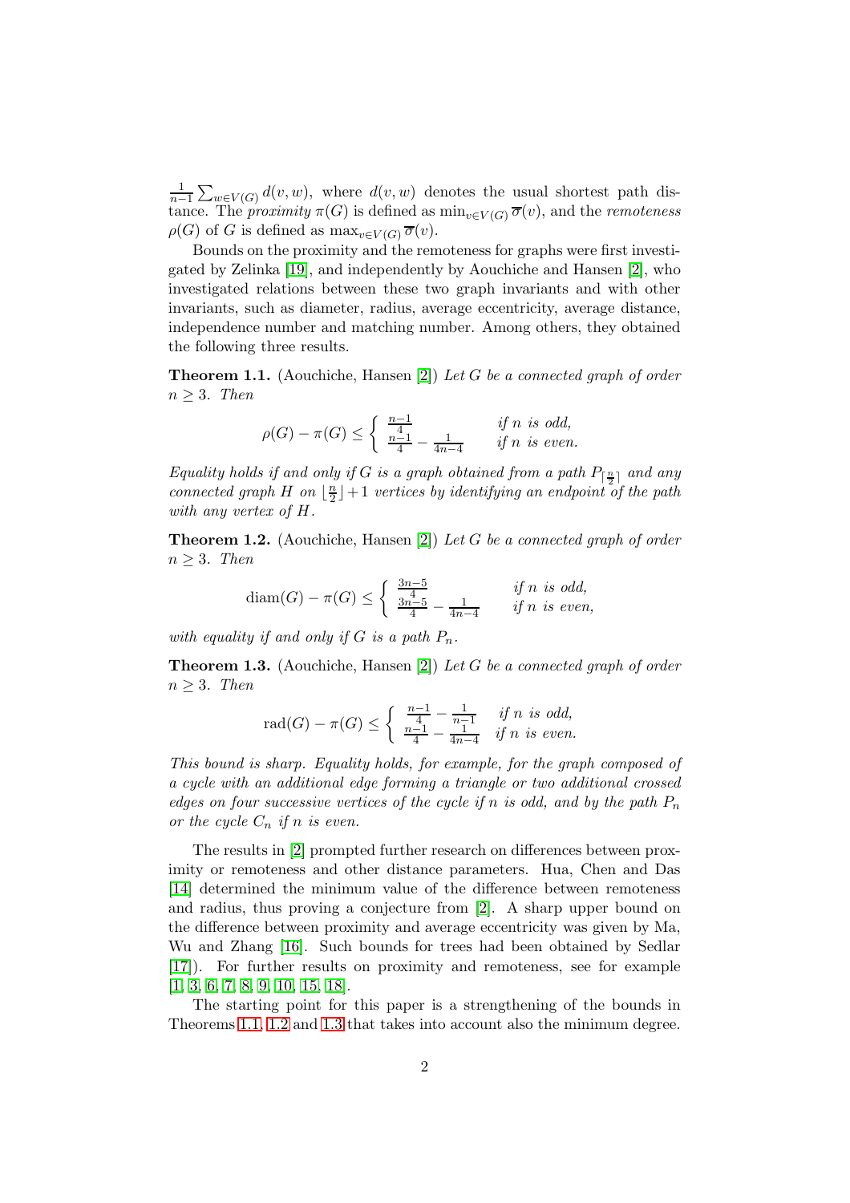$\frac{1}{n-1}\sum_{w\in V(G)} d(v,w)$, where $d(v,w)$ denotes the usual shortest path distance. The *proximity* $\pi(G)$ is defined as $\min_{v\in V(G)} \overline{\sigma}(v)$, and the *remoteness* $\rho(G)$ of $G$ is defined as $\max_{v\in V(G)} \overline{\sigma}(v)$.

Bounds on the proximity and the remoteness for graphs were first investigated by Zelinka [19], and independently by Aouchiche and Hansen [2], who investigated relations between these two graph invariants and with other invariants, such as diameter, radius, average eccentricity, average distance, independence number and matching number. Among others, they obtained the following three results.

**Theorem 1.1.** (Aouchiche, Hansen [2]) *Let $G$ be a connected graph of order $n \geq 3$. Then*

$$\rho(G) - \pi(G) \leq \begin{cases} \frac{n-1}{4} & \text{if } n \text{ is odd,} \\ \frac{n-1}{4} - \frac{1}{4n-4} & \text{if } n \text{ is even.} \end{cases}$$

*Equality holds if and only if $G$ is a graph obtained from a path $P_{\lceil \frac{n}{2} \rceil}$ and any connected graph $H$ on $\lfloor \frac{n}{2} \rfloor + 1$ vertices by identifying an endpoint of the path with any vertex of $H$.*

**Theorem 1.2.** (Aouchiche, Hansen [2]) *Let $G$ be a connected graph of order $n \geq 3$. Then*

$$\operatorname{diam}(G) - \pi(G) \leq \begin{cases} \frac{3n-5}{4} & \text{if } n \text{ is odd,} \\ \frac{3n-5}{4} - \frac{1}{4n-4} & \text{if } n \text{ is even,} \end{cases}$$

*with equality if and only if $G$ is a path $P_n$.*

**Theorem 1.3.** (Aouchiche, Hansen [2]) *Let $G$ be a connected graph of order $n \geq 3$. Then*

$$\operatorname{rad}(G) - \pi(G) \leq \begin{cases} \frac{n-1}{4} - \frac{1}{n-1} & \text{if } n \text{ is odd,} \\ \frac{n-1}{4} - \frac{1}{4n-4} & \text{if } n \text{ is even.} \end{cases}$$

*This bound is sharp. Equality holds, for example, for the graph composed of a cycle with an additional edge forming a triangle or two additional crossed edges on four successive vertices of the cycle if $n$ is odd, and by the path $P_n$ or the cycle $C_n$ if $n$ is even.*

The results in [2] prompted further research on differences between proximity or remoteness and other distance parameters. Hua, Chen and Das [14] determined the minimum value of the difference between remoteness and radius, thus proving a conjecture from [2]. A sharp upper bound on the difference between proximity and average eccentricity was given by Ma, Wu and Zhang [16]. Such bounds for trees had been obtained by Sedlar [17]). For further results on proximity and remoteness, see for example [1, 3, 6, 7, 8, 9, 10, 15, 18].

The starting point for this paper is a strengthening of the bounds in Theorems 1.1, 1.2 and 1.3 that takes into account also the minimum degree.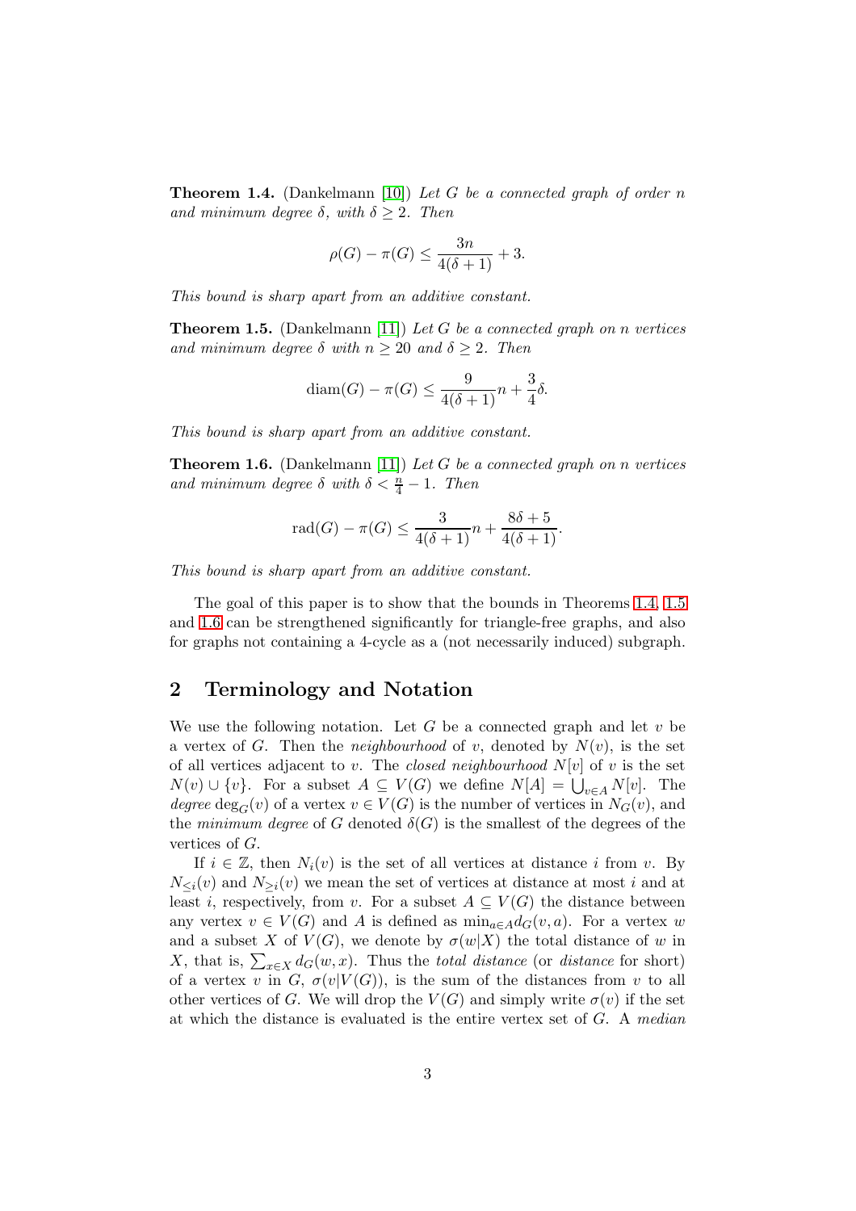**Theorem 1.4.** (Dankelmann [10]) *Let $G$ be a connected graph of order $n$ and minimum degree $\delta$, with $\delta \geq 2$. Then*

$$\rho(G) - \pi(G) \leq \frac{3n}{4(\delta+1)} + 3.$$

*This bound is sharp apart from an additive constant.*

**Theorem 1.5.** (Dankelmann [11]) *Let $G$ be a connected graph on $n$ vertices and minimum degree $\delta$ with $n \geq 20$ and $\delta \geq 2$. Then*

$$\operatorname{diam}(G) - \pi(G) \leq \frac{9}{4(\delta+1)}n + \frac{3}{4}\delta.$$

*This bound is sharp apart from an additive constant.*

**Theorem 1.6.** (Dankelmann [11]) *Let $G$ be a connected graph on $n$ vertices and minimum degree $\delta$ with $\delta < \frac{n}{4} - 1$. Then*

$$\operatorname{rad}(G) - \pi(G) \leq \frac{3}{4(\delta+1)}n + \frac{8\delta+5}{4(\delta+1)}.$$

*This bound is sharp apart from an additive constant.*

The goal of this paper is to show that the bounds in Theorems 1.4, 1.5 and 1.6 can be strengthened significantly for triangle-free graphs, and also for graphs not containing a 4-cycle as a (not necessarily induced) subgraph.

## 2 Terminology and Notation

We use the following notation. Let $G$ be a connected graph and let $v$ be a vertex of $G$. Then the *neighbourhood* of $v$, denoted by $N(v)$, is the set of all vertices adjacent to $v$. The *closed neighbourhood* $N[v]$ of $v$ is the set $N(v) \cup \{v\}$. For a subset $A \subseteq V(G)$ we define $N[A] = \bigcup_{v \in A} N[v]$. The *degree* $\deg_G(v)$ of a vertex $v \in V(G)$ is the number of vertices in $N_G(v)$, and the *minimum degree* of $G$ denoted $\delta(G)$ is the smallest of the degrees of the vertices of $G$.

If $i \in \mathbb{Z}$, then $N_i(v)$ is the set of all vertices at distance $i$ from $v$. By $N_{\leq i}(v)$ and $N_{\geq i}(v)$ we mean the set of vertices at distance at most $i$ and at least $i$, respectively, from $v$. For a subset $A \subseteq V(G)$ the distance between any vertex $v \in V(G)$ and $A$ is defined as $\min_{a \in A} d_G(v, a)$. For a vertex $w$ and a subset $X$ of $V(G)$, we denote by $\sigma(w|X)$ the total distance of $w$ in $X$, that is, $\sum_{x \in X} d_G(w, x)$. Thus the *total distance* (or *distance* for short) of a vertex $v$ in $G$, $\sigma(v|V(G))$, is the sum of the distances from $v$ to all other vertices of $G$. We will drop the $V(G)$ and simply write $\sigma(v)$ if the set at which the distance is evaluated is the entire vertex set of $G$. A *median*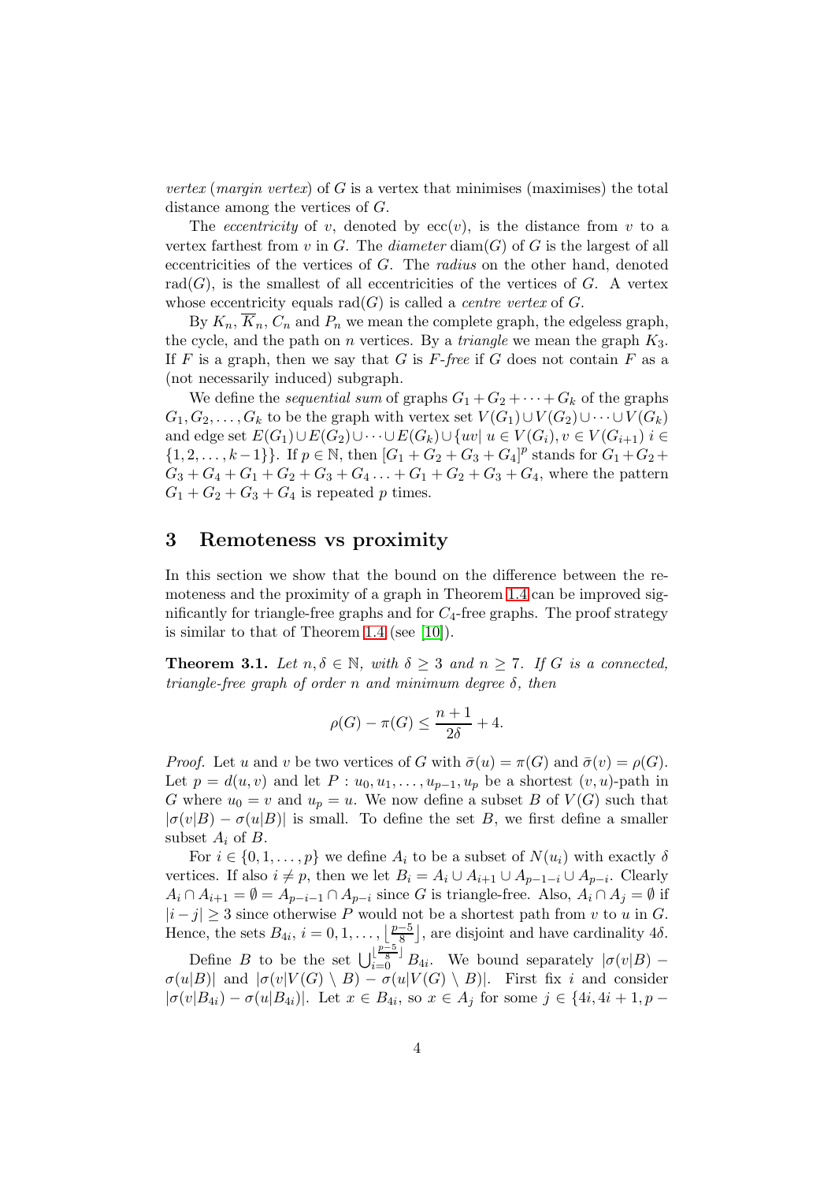*vertex* (*margin vertex*) of $G$ is a vertex that minimises (maximises) the total distance among the vertices of $G$.

The *eccentricity* of $v$, denoted by $\operatorname{ecc}(v)$, is the distance from $v$ to a vertex farthest from $v$ in $G$. The *diameter* $\operatorname{diam}(G)$ of $G$ is the largest of all eccentricities of the vertices of $G$. The *radius* on the other hand, denoted $\operatorname{rad}(G)$, is the smallest of all eccentricities of the vertices of $G$. A vertex whose eccentricity equals $\operatorname{rad}(G)$ is called a *centre vertex* of $G$.

By $K_n$, $\overline{K}_n$, $C_n$ and $P_n$ we mean the complete graph, the edgeless graph, the cycle, and the path on $n$ vertices. By a *triangle* we mean the graph $K_3$. If $F$ is a graph, then we say that $G$ is $F$*-free* if $G$ does not contain $F$ as a (not necessarily induced) subgraph.

We define the *sequential sum* of graphs $G_1 + G_2 + \cdots + G_k$ of the graphs $G_1, G_2, \ldots, G_k$ to be the graph with vertex set $V(G_1) \cup V(G_2) \cup \cdots \cup V(G_k)$ and edge set $E(G_1) \cup E(G_2) \cup \cdots \cup E(G_k) \cup \{uv | \ u \in V(G_i), v \in V(G_{i+1}) \ i \in \{1, 2, \ldots, k-1\}\}$. If $p \in \mathbb{N}$, then $[G_1 + G_2 + G_3 + G_4]^p$ stands for $G_1 + G_2 + G_3 + G_4 + G_1 + G_2 + G_3 + G_4 \ldots + G_1 + G_2 + G_3 + G_4$, where the pattern $G_1 + G_2 + G_3 + G_4$ is repeated $p$ times.

## 3 Remoteness vs proximity

In this section we show that the bound on the difference between the remoteness and the proximity of a graph in Theorem 1.4 can be improved significantly for triangle-free graphs and for $C_4$-free graphs. The proof strategy is similar to that of Theorem 1.4 (see [10]).

**Theorem 3.1.** *Let $n, \delta \in \mathbb{N}$, with $\delta \geq 3$ and $n \geq 7$. If $G$ is a connected, triangle-free graph of order $n$ and minimum degree $\delta$, then*

$$\rho(G) - \pi(G) \leq \frac{n+1}{2\delta} + 4.$$

*Proof.* Let $u$ and $v$ be two vertices of $G$ with $\bar{\sigma}(u) = \pi(G)$ and $\bar{\sigma}(v) = \rho(G)$. Let $p = d(u, v)$ and let $P : u_0, u_1, \ldots, u_{p-1}, u_p$ be a shortest $(v, u)$-path in $G$ where $u_0 = v$ and $u_p = u$. We now define a subset $B$ of $V(G)$ such that $|\sigma(v|B) - \sigma(u|B)|$ is small. To define the set $B$, we first define a smaller subset $A_i$ of $B$.

For $i \in \{0, 1, \ldots, p\}$ we define $A_i$ to be a subset of $N(u_i)$ with exactly $\delta$ vertices. If also $i \neq p$, then we let $B_i = A_i \cup A_{i+1} \cup A_{p-1-i} \cup A_{p-i}$. Clearly $A_i \cap A_{i+1} = \emptyset = A_{p-i-1} \cap A_{p-i}$ since $G$ is triangle-free. Also, $A_i \cap A_j = \emptyset$ if $|i - j| \geq 3$ since otherwise $P$ would not be a shortest path from $v$ to $u$ in $G$. Hence, the sets $B_{4i}$, $i = 0, 1, \ldots, \lfloor \frac{p-5}{8} \rfloor$, are disjoint and have cardinality $4\delta$.

Define $B$ to be the set $\bigcup_{i=0}^{\lfloor \frac{p-5}{8} \rfloor} B_{4i}$. We bound separately $|\sigma(v|B) - \sigma(u|B)|$ and $|\sigma(v|V(G) \setminus B) - \sigma(u|V(G) \setminus B)|$. First fix $i$ and consider $|\sigma(v|B_{4i}) - \sigma(u|B_{4i})|$. Let $x \in B_{4i}$, so $x \in A_j$ for some $j \in \{4i, 4i+1, p-$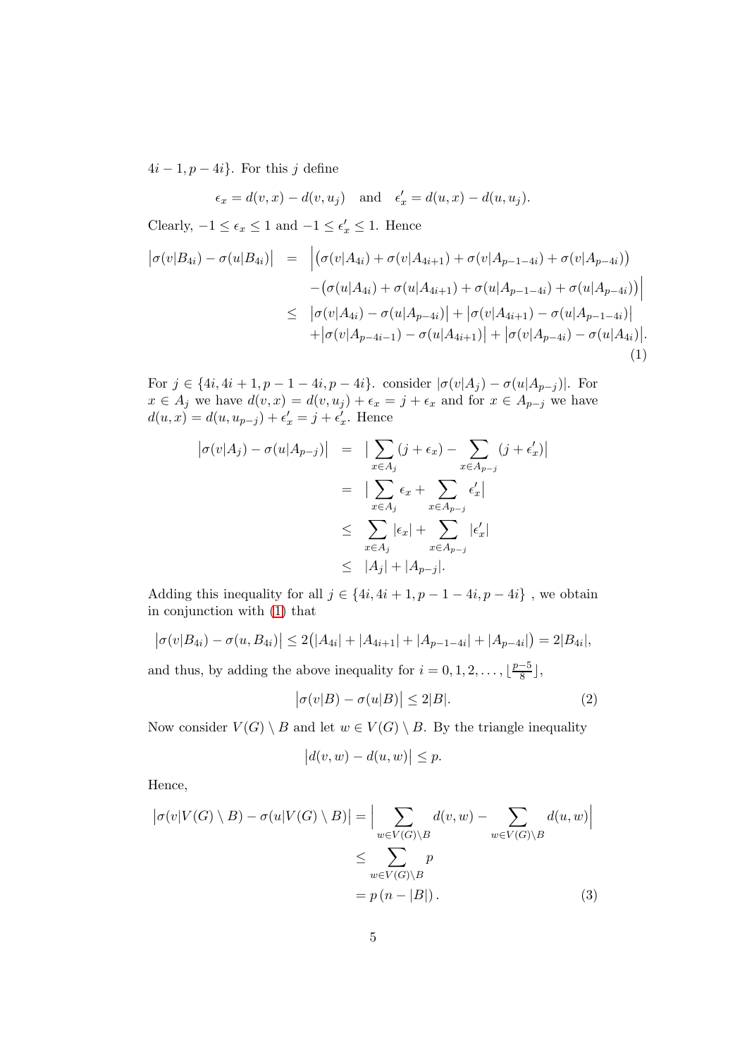$4i-1, p-4i\}$. For this $j$ define

$$\epsilon_x = d(v,x) - d(v,u_j) \quad \text{and} \quad \epsilon'_x = d(u,x) - d(u,u_j).$$

Clearly, $-1 \le \epsilon_x \le 1$ and $-1 \le \epsilon'_x \le 1$. Hence

$$\begin{aligned}
\big|\sigma(v|B_{4i}) - \sigma(u|B_{4i})\big| &= \Big|\big(\sigma(v|A_{4i}) + \sigma(v|A_{4i+1}) + \sigma(v|A_{p-1-4i}) + \sigma(v|A_{p-4i})\big) \\
&\quad -\big(\sigma(u|A_{4i}) + \sigma(u|A_{4i+1}) + \sigma(u|A_{p-1-4i}) + \sigma(u|A_{p-4i})\big)\Big| \\
&\le \big|\sigma(v|A_{4i}) - \sigma(u|A_{p-4i})\big| + \big|\sigma(v|A_{4i+1}) - \sigma(u|A_{p-1-4i})\big| \\
&\quad + \big|\sigma(v|A_{p-4i-1}) - \sigma(u|A_{4i+1})\big| + \big|\sigma(v|A_{p-4i}) - \sigma(u|A_{4i})\big|.
\end{aligned} \tag{1}$$

For $j \in \{4i, 4i+1, p-1-4i, p-4i\}$. consider $|\sigma(v|A_j) - \sigma(u|A_{p-j})|$. For $x \in A_j$ we have $d(v,x) = d(v,u_j) + \epsilon_x = j + \epsilon_x$ and for $x \in A_{p-j}$ we have $d(u,x) = d(u,u_{p-j}) + \epsilon'_x = j + \epsilon'_x$. Hence

$$\begin{aligned}
\big|\sigma(v|A_j) - \sigma(u|A_{p-j})\big| &= \big|\sum_{x \in A_j}(j+\epsilon_x) - \sum_{x \in A_{p-j}}(j+\epsilon'_x)\big| \\
&= \big|\sum_{x \in A_j}\epsilon_x + \sum_{x \in A_{p-j}}\epsilon'_x\big| \\
&\le \sum_{x \in A_j}|\epsilon_x| + \sum_{x \in A_{p-j}}|\epsilon'_x| \\
&\le |A_j| + |A_{p-j}|.
\end{aligned}$$

Adding this inequality for all $j \in \{4i, 4i+1, p-1-4i, p-4i\}$ , we obtain in conjunction with (1) that

$$\big|\sigma(v|B_{4i}) - \sigma(u,B_{4i})\big| \le 2\big(|A_{4i}| + |A_{4i+1}| + |A_{p-1-4i}| + |A_{p-4i}|\big) = 2|B_{4i}|,$$

and thus, by adding the above inequality for $i = 0,1,2,\ldots,\lfloor\frac{p-5}{8}\rfloor$,

$$\big|\sigma(v|B) - \sigma(u|B)\big| \le 2|B|. \tag{2}$$

Now consider $V(G) \setminus B$ and let $w \in V(G) \setminus B$. By the triangle inequality

$$\big|d(v,w) - d(u,w)\big| \le p.$$

Hence,

$$\begin{aligned}
\big|\sigma(v|V(G) \setminus B) - \sigma(u|V(G) \setminus B)\big| &= \Big|\sum_{w \in V(G)\setminus B} d(v,w) - \sum_{w \in V(G)\setminus B} d(u,w)\Big| \\
&\le \sum_{w \in V(G)\setminus B} p \\
&= p\,(n - |B|)\,.
\end{aligned} \tag{3}$$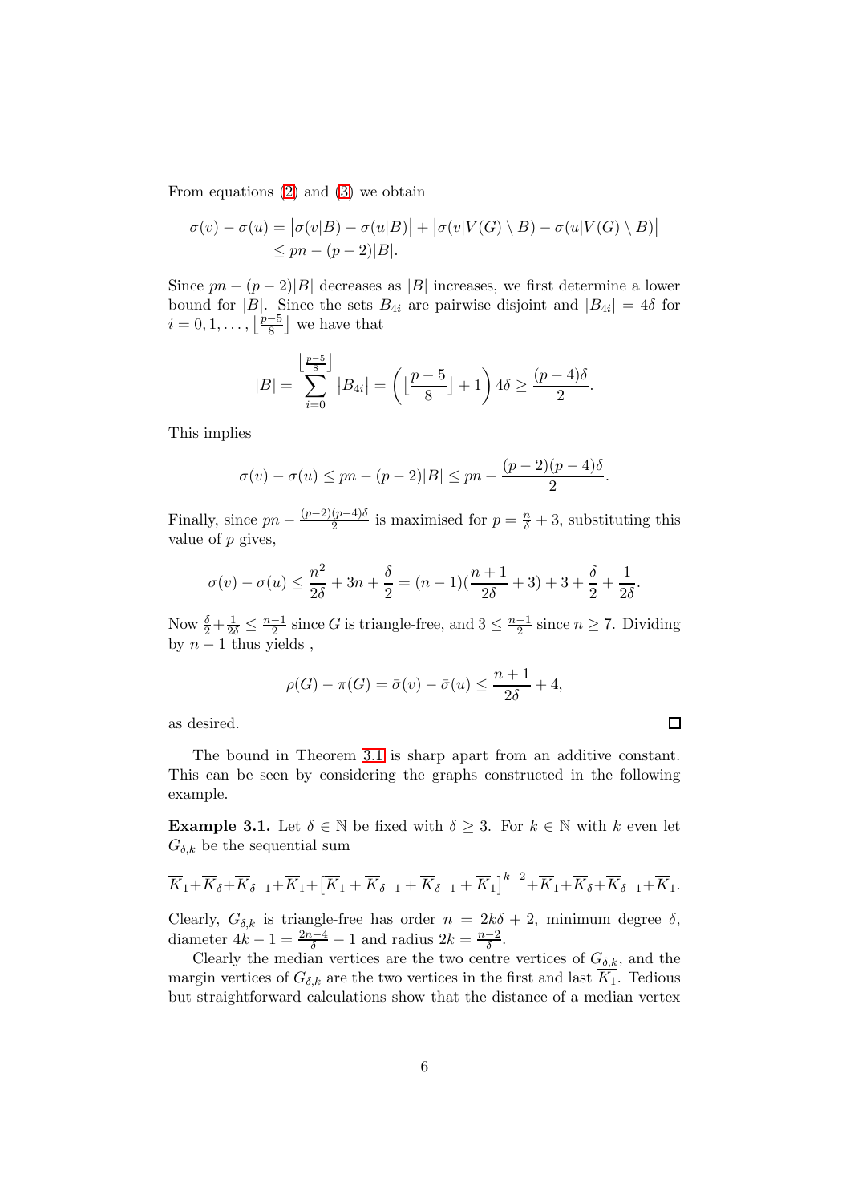From equations (2) and (3) we obtain

$$\begin{aligned}\sigma(v) - \sigma(u) &= \big|\sigma(v|B) - \sigma(u|B)\big| + \big|\sigma(v|V(G) \setminus B) - \sigma(u|V(G) \setminus B)\big| \\ &\le pn - (p-2)|B|.\end{aligned}$$

Since $pn - (p-2)|B|$ decreases as $|B|$ increases, we first determine a lower bound for $|B|$. Since the sets $B_{4i}$ are pairwise disjoint and $|B_{4i}| = 4\delta$ for $i = 0, 1, \ldots, \lfloor \frac{p-5}{8} \rfloor$ we have that

$$|B| = \sum_{i=0}^{\lfloor \frac{p-5}{8} \rfloor} |B_{4i}| = \Big( \lfloor \frac{p-5}{8} \rfloor + 1 \Big) 4\delta \ge \frac{(p-4)\delta}{2}.$$

This implies

$$\sigma(v) - \sigma(u) \le pn - (p-2)|B| \le pn - \frac{(p-2)(p-4)\delta}{2}.$$

Finally, since $pn - \frac{(p-2)(p-4)\delta}{2}$ is maximised for $p = \frac{n}{\delta} + 3$, substituting this value of $p$ gives,

$$\sigma(v) - \sigma(u) \le \frac{n^2}{2\delta} + 3n + \frac{\delta}{2} = (n-1)(\frac{n+1}{2\delta} + 3) + 3 + \frac{\delta}{2} + \frac{1}{2\delta}.$$

Now $\frac{\delta}{2} + \frac{1}{2\delta} \le \frac{n-1}{2}$ since $G$ is triangle-free, and $3 \le \frac{n-1}{2}$ since $n \ge 7$. Dividing by $n-1$ thus yields ,

$$\rho(G) - \pi(G) = \bar{\sigma}(v) - \bar{\sigma}(u) \le \frac{n+1}{2\delta} + 4,$$

as desired. $\square$

The bound in Theorem 3.1 is sharp apart from an additive constant. This can be seen by considering the graphs constructed in the following example.

**Example 3.1.** Let $\delta \in \mathbb{N}$ be fixed with $\delta \ge 3$. For $k \in \mathbb{N}$ with $k$ even let $G_{\delta,k}$ be the sequential sum

$$\overline{K}_1 + \overline{K}_\delta + \overline{K}_{\delta-1} + \overline{K}_1 + \big[\overline{K}_1 + \overline{K}_{\delta-1} + \overline{K}_{\delta-1} + \overline{K}_1\big]^{k-2} + \overline{K}_1 + \overline{K}_\delta + \overline{K}_{\delta-1} + \overline{K}_1.$$

Clearly, $G_{\delta,k}$ is triangle-free has order $n = 2k\delta + 2$, minimum degree $\delta$, diameter $4k - 1 = \frac{2n-4}{\delta} - 1$ and radius $2k = \frac{n-2}{\delta}$.

Clearly the median vertices are the two centre vertices of $G_{\delta,k}$, and the margin vertices of $G_{\delta,k}$ are the two vertices in the first and last $\overline{K_1}$. Tedious but straightforward calculations show that the distance of a median vertex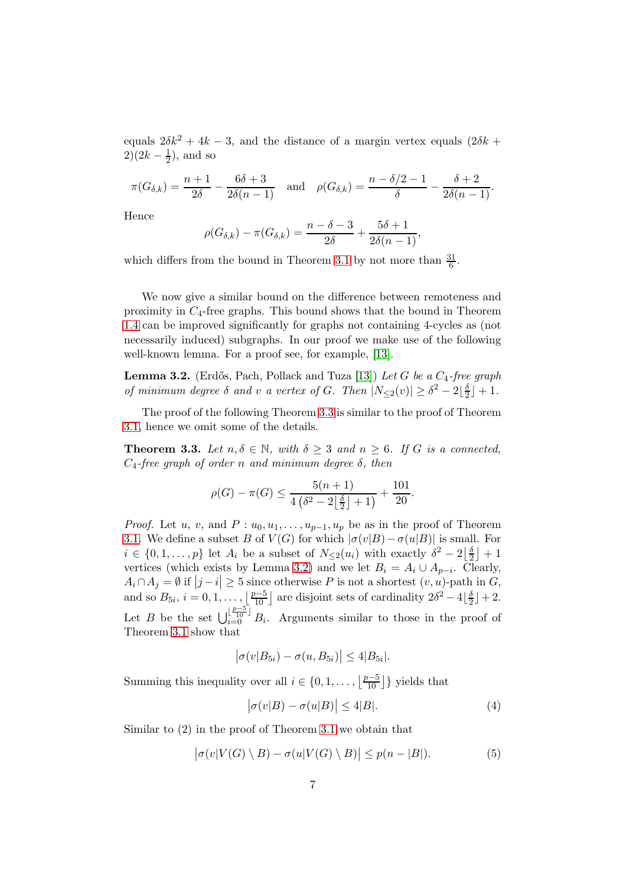equals $2\delta k^2 + 4k - 3$, and the distance of a margin vertex equals $(2\delta k + 2)(2k - \frac{1}{2})$, and so

$$\pi(G_{\delta,k}) = \frac{n+1}{2\delta} - \frac{6\delta+3}{2\delta(n-1)} \quad \text{and} \quad \rho(G_{\delta,k}) = \frac{n-\delta/2-1}{\delta} - \frac{\delta+2}{2\delta(n-1)}.$$

Hence

$$\rho(G_{\delta,k}) - \pi(G_{\delta,k}) = \frac{n-\delta-3}{2\delta} + \frac{5\delta+1}{2\delta(n-1)},$$

which differs from the bound in Theorem 3.1 by not more than $\frac{31}{6}$.

We now give a similar bound on the difference between remoteness and proximity in $C_4$-free graphs. This bound shows that the bound in Theorem 1.4 can be improved significantly for graphs not containing 4-cycles as (not necessarily induced) subgraphs. In our proof we make use of the following well-known lemma. For a proof see, for example, [13].

**Lemma 3.2.** (Erdős, Pach, Pollack and Tuza [13]) *Let $G$ be a $C_4$-free graph of minimum degree $\delta$ and $v$ a vertex of $G$. Then $|N_{\leq 2}(v)| \geq \delta^2 - 2\lfloor \frac{\delta}{2} \rfloor + 1$.*

The proof of the following Theorem 3.3 is similar to the proof of Theorem 3.1, hence we omit some of the details.

**Theorem 3.3.** *Let $n, \delta \in \mathbb{N}$, with $\delta \geq 3$ and $n \geq 6$. If $G$ is a connected, $C_4$-free graph of order $n$ and minimum degree $\delta$, then*

$$\rho(G) - \pi(G) \leq \frac{5(n+1)}{4\left(\delta^2 - 2\lfloor \frac{\delta}{2} \rfloor + 1\right)} + \frac{101}{20}.$$

*Proof.* Let $u$, $v$, and $P: u_0, u_1, \ldots, u_{p-1}, u_p$ be as in the proof of Theorem 3.1. We define a subset $B$ of $V(G)$ for which $|\sigma(v|B) - \sigma(u|B)|$ is small. For $i \in \{0, 1, \ldots, p\}$ let $A_i$ be a subset of $N_{\leq 2}(u_i)$ with exactly $\delta^2 - 2\lfloor \frac{\delta}{2} \rfloor + 1$ vertices (which exists by Lemma 3.2) and we let $B_i = A_i \cup A_{p-i}$. Clearly, $A_i \cap A_j = \emptyset$ if $|j - i| \geq 5$ since otherwise $P$ is not a shortest $(v, u)$-path in $G$, and so $B_{5i}$, $i = 0, 1, \ldots, \lfloor \frac{p-5}{10} \rfloor$ are disjoint sets of cardinality $2\delta^2 - 4\lfloor \frac{\delta}{2} \rfloor + 2$. Let $B$ be the set $\bigcup_{i=0}^{\lfloor \frac{p-5}{10} \rfloor} B_i$. Arguments similar to those in the proof of Theorem 3.1 show that

$$\left|\sigma(v|B_{5i}) - \sigma(u, B_{5i})\right| \leq 4|B_{5i}|.$$

Summing this inequality over all $i \in \{0, 1, \ldots, \lfloor \frac{p-5}{10} \rfloor\}$ yields that

$$\left|\sigma(v|B) - \sigma(u|B)\right| \leq 4|B|. \tag{4}$$

Similar to (2) in the proof of Theorem 3.1 we obtain that

$$\left|\sigma(v|V(G) \setminus B) - \sigma(u|V(G) \setminus B)\right| \leq p(n - |B|). \tag{5}$$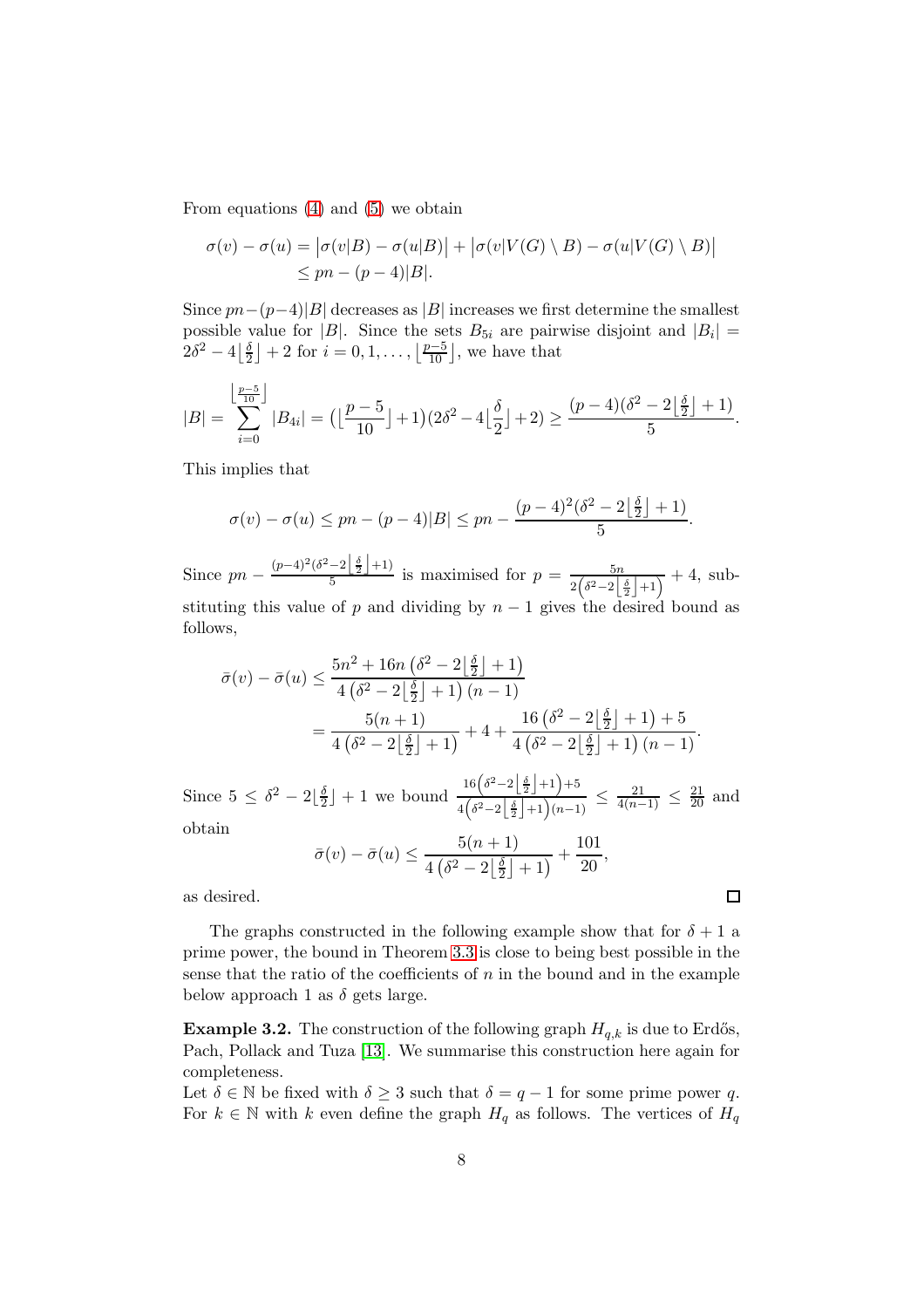From equations (4) and (5) we obtain

$$\begin{aligned}\sigma(v) - \sigma(u) &= \big|\sigma(v|B) - \sigma(u|B)\big| + \big|\sigma(v|V(G)\setminus B) - \sigma(u|V(G)\setminus B)\big| \\ &\le pn - (p-4)|B|.\end{aligned}$$

Since $pn-(p-4)|B|$ decreases as $|B|$ increases we first determine the smallest possible value for $|B|$. Since the sets $B_{5i}$ are pairwise disjoint and $|B_i| = 2\delta^2 - 4\lfloor\frac{\delta}{2}\rfloor + 2$ for $i = 0, 1, \ldots, \lfloor\frac{p-5}{10}\rfloor$, we have that

$$|B| = \sum_{i=0}^{\lfloor\frac{p-5}{10}\rfloor} |B_{4i}| = \big(\lfloor\frac{p-5}{10}\rfloor + 1\big)(2\delta^2 - 4\lfloor\frac{\delta}{2}\rfloor + 2) \ge \frac{(p-4)(\delta^2 - 2\lfloor\frac{\delta}{2}\rfloor + 1)}{5}.$$

This implies that

$$\sigma(v) - \sigma(u) \le pn - (p-4)|B| \le pn - \frac{(p-4)^2(\delta^2 - 2\lfloor\frac{\delta}{2}\rfloor + 1)}{5}.$$

Since $pn - \frac{(p-4)^2(\delta^2-2\lfloor\frac{\delta}{2}\rfloor+1)}{5}$ is maximised for $p = \frac{5n}{2\left(\delta^2-2\lfloor\frac{\delta}{2}\rfloor+1\right)} + 4$, substituting this value of $p$ and dividing by $n-1$ gives the desired bound as follows,

$$\begin{aligned}\bar{\sigma}(v) - \bar{\sigma}(u) &\le \frac{5n^2 + 16n\left(\delta^2 - 2\lfloor\frac{\delta}{2}\rfloor + 1\right)}{4\left(\delta^2 - 2\lfloor\frac{\delta}{2}\rfloor + 1\right)(n-1)} \\ &= \frac{5(n+1)}{4\left(\delta^2 - 2\lfloor\frac{\delta}{2}\rfloor + 1\right)} + 4 + \frac{16\left(\delta^2 - 2\lfloor\frac{\delta}{2}\rfloor + 1\right) + 5}{4\left(\delta^2 - 2\lfloor\frac{\delta}{2}\rfloor + 1\right)(n-1)}.\end{aligned}$$

Since $5 \le \delta^2 - 2\lfloor\frac{\delta}{2}\rfloor + 1$ we bound $\frac{16\left(\delta^2-2\lfloor\frac{\delta}{2}\rfloor+1\right)+5}{4\left(\delta^2-2\lfloor\frac{\delta}{2}\rfloor+1\right)(n-1)} \le \frac{21}{4(n-1)} \le \frac{21}{20}$ and obtain

$$\bar{\sigma}(v) - \bar{\sigma}(u) \le \frac{5(n+1)}{4\left(\delta^2 - 2\lfloor\frac{\delta}{2}\rfloor + 1\right)} + \frac{101}{20},$$

as desired. □

The graphs constructed in the following example show that for $\delta + 1$ a prime power, the bound in Theorem 3.3 is close to being best possible in the sense that the ratio of the coefficients of $n$ in the bound and in the example below approach 1 as $\delta$ gets large.

**Example 3.2.** The construction of the following graph $H_{q,k}$ is due to Erdős, Pach, Pollack and Tuza [13]. We summarise this construction here again for completeness.

Let $\delta \in \mathbb{N}$ be fixed with $\delta \ge 3$ such that $\delta = q - 1$ for some prime power $q$. For $k \in \mathbb{N}$ with $k$ even define the graph $H_q$ as follows. The vertices of $H_q$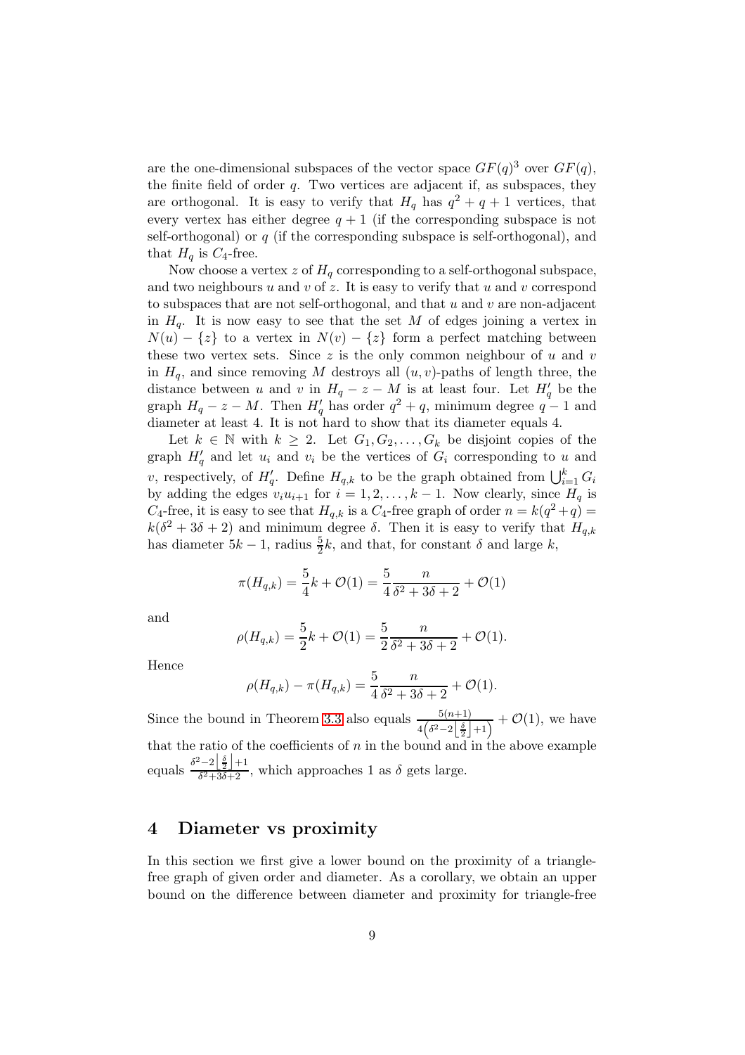are the one-dimensional subspaces of the vector space $GF(q)^3$ over $GF(q)$, the finite field of order $q$. Two vertices are adjacent if, as subspaces, they are orthogonal. It is easy to verify that $H_q$ has $q^2+q+1$ vertices, that every vertex has either degree $q+1$ (if the corresponding subspace is not self-orthogonal) or $q$ (if the corresponding subspace is self-orthogonal), and that $H_q$ is $C_4$-free.

Now choose a vertex $z$ of $H_q$ corresponding to a self-orthogonal subspace, and two neighbours $u$ and $v$ of $z$. It is easy to verify that $u$ and $v$ correspond to subspaces that are not self-orthogonal, and that $u$ and $v$ are non-adjacent in $H_q$. It is now easy to see that the set $M$ of edges joining a vertex in $N(u) - \{z\}$ to a vertex in $N(v) - \{z\}$ form a perfect matching between these two vertex sets. Since $z$ is the only common neighbour of $u$ and $v$ in $H_q$, and since removing $M$ destroys all $(u, v)$-paths of length three, the distance between $u$ and $v$ in $H_q - z - M$ is at least four. Let $H_q'$ be the graph $H_q - z - M$. Then $H_q'$ has order $q^2+q$, minimum degree $q-1$ and diameter at least 4. It is not hard to show that its diameter equals 4.

Let $k \in \mathbb{N}$ with $k \geq 2$. Let $G_1, G_2, \ldots, G_k$ be disjoint copies of the graph $H_q'$ and let $u_i$ and $v_i$ be the vertices of $G_i$ corresponding to $u$ and $v$, respectively, of $H_q'$. Define $H_{q,k}$ to be the graph obtained from $\bigcup_{i=1}^k G_i$ by adding the edges $v_iu_{i+1}$ for $i = 1, 2, \ldots, k-1$. Now clearly, since $H_q$ is $C_4$-free, it is easy to see that $H_{q,k}$ is a $C_4$-free graph of order $n = k(q^2+q) = k(\delta^2 + 3\delta + 2)$ and minimum degree $\delta$. Then it is easy to verify that $H_{q,k}$ has diameter $5k-1$, radius $\frac{5}{2}k$, and that, for constant $\delta$ and large $k$,

$$\pi(H_{q,k}) = \frac{5}{4}k + \mathcal{O}(1) = \frac{5}{4}\frac{n}{\delta^2+3\delta+2} + \mathcal{O}(1)$$

and

$$\rho(H_{q,k}) = \frac{5}{2}k + \mathcal{O}(1) = \frac{5}{2}\frac{n}{\delta^2+3\delta+2} + \mathcal{O}(1).$$

Hence

$$\rho(H_{q,k}) - \pi(H_{q,k}) = \frac{5}{4}\frac{n}{\delta^2+3\delta+2} + \mathcal{O}(1).$$

Since the bound in Theorem 3.3 also equals $\frac{5(n+1)}{4\left(\delta^2 - 2\left\lfloor\frac{\delta}{2}\right\rfloor+1\right)} + \mathcal{O}(1)$, we have that the ratio of the coefficients of $n$ in the bound and in the above example equals $\frac{\delta^2 - 2\left\lfloor\frac{\delta}{2}\right\rfloor+1}{\delta^2+3\delta+2}$, which approaches 1 as $\delta$ gets large.

## 4 Diameter vs proximity

In this section we first give a lower bound on the proximity of a triangle-free graph of given order and diameter. As a corollary, we obtain an upper bound on the difference between diameter and proximity for triangle-free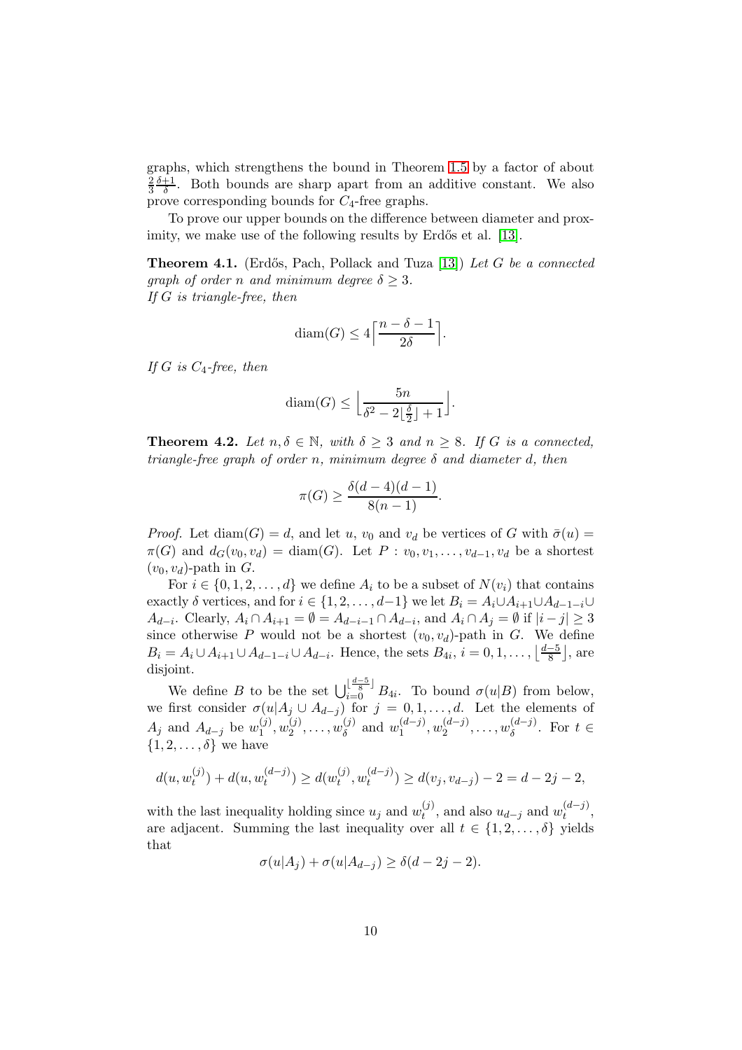graphs, which strengthens the bound in Theorem 1.5 by a factor of about $\frac{2}{3}\frac{\delta+1}{\delta}$. Both bounds are sharp apart from an additive constant. We also prove corresponding bounds for $C_4$-free graphs.

To prove our upper bounds on the difference between diameter and proximity, we make use of the following results by Erdős et al. [13].

**Theorem 4.1.** (Erdős, Pach, Pollack and Tuza [13]) *Let $G$ be a connected graph of order $n$ and minimum degree $\delta \geq 3$.*
*If $G$ is triangle-free, then*

$$\mathrm{diam}(G) \leq 4\Big\lceil \frac{n-\delta-1}{2\delta} \Big\rceil.$$

*If $G$ is $C_4$-free, then*

$$\mathrm{diam}(G) \leq \Big\lfloor \frac{5n}{\delta^2 - 2\lfloor \frac{\delta}{2} \rfloor + 1} \Big\rfloor.$$

**Theorem 4.2.** *Let $n, \delta \in \mathbb{N}$, with $\delta \geq 3$ and $n \geq 8$. If $G$ is a connected, triangle-free graph of order $n$, minimum degree $\delta$ and diameter $d$, then*

$$\pi(G) \geq \frac{\delta(d-4)(d-1)}{8(n-1)}.$$

*Proof.* Let $\mathrm{diam}(G) = d$, and let $u$, $v_0$ and $v_d$ be vertices of $G$ with $\bar{\sigma}(u) = \pi(G)$ and $d_G(v_0, v_d) = \mathrm{diam}(G)$. Let $P : v_0, v_1, \ldots, v_{d-1}, v_d$ be a shortest $(v_0, v_d)$-path in $G$.

For $i \in \{0, 1, 2, \ldots, d\}$ we define $A_i$ to be a subset of $N(v_i)$ that contains exactly $\delta$ vertices, and for $i \in \{1, 2, \ldots, d-1\}$ we let $B_i = A_i \cup A_{i+1} \cup A_{d-1-i} \cup A_{d-i}$. Clearly, $A_i \cap A_{i+1} = \emptyset = A_{d-i-1} \cap A_{d-i}$, and $A_i \cap A_j = \emptyset$ if $|i-j| \geq 3$ since otherwise $P$ would not be a shortest $(v_0, v_d)$-path in $G$. We define $B_i = A_i \cup A_{i+1} \cup A_{d-1-i} \cup A_{d-i}$. Hence, the sets $B_{4i}$, $i = 0, 1, \ldots, \lfloor \frac{d-5}{8} \rfloor$, are disjoint.

We define $B$ to be the set $\bigcup_{i=0}^{\lfloor \frac{d-5}{8} \rfloor} B_{4i}$. To bound $\sigma(u|B)$ from below, we first consider $\sigma(u|A_j \cup A_{d-j})$ for $j = 0, 1, \ldots, d$. Let the elements of $A_j$ and $A_{d-j}$ be $w_1^{(j)}, w_2^{(j)}, \ldots, w_\delta^{(j)}$ and $w_1^{(d-j)}, w_2^{(d-j)}, \ldots, w_\delta^{(d-j)}$. For $t \in \{1, 2, \ldots, \delta\}$ we have

$$d(u, w_t^{(j)}) + d(u, w_t^{(d-j)}) \geq d(w_t^{(j)}, w_t^{(d-j)}) \geq d(v_j, v_{d-j}) - 2 = d - 2j - 2,$$

with the last inequality holding since $u_j$ and $w_t^{(j)}$, and also $u_{d-j}$ and $w_t^{(d-j)}$, are adjacent. Summing the last inequality over all $t \in \{1, 2, \ldots, \delta\}$ yields that

$$\sigma(u|A_j) + \sigma(u|A_{d-j}) \geq \delta(d - 2j - 2).$$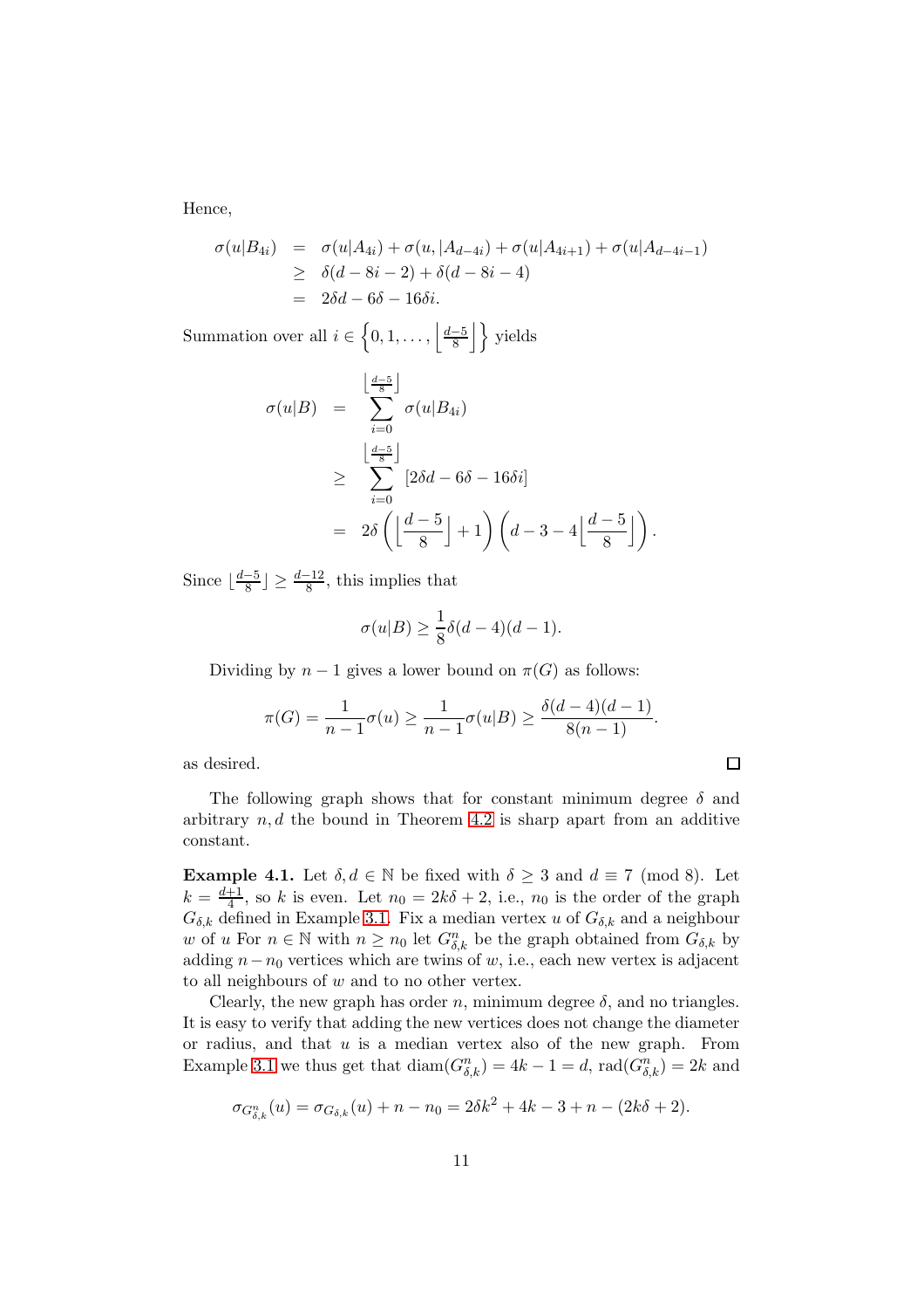Hence,

$$
\begin{aligned}
\sigma(u|B_{4i}) &= \sigma(u|A_{4i}) + \sigma(u,|A_{d-4i}) + \sigma(u|A_{4i+1}) + \sigma(u|A_{d-4i-1}) \\
&\geq \delta(d-8i-2) + \delta(d-8i-4) \\
&= 2\delta d - 6\delta - 16\delta i.
\end{aligned}
$$

Summation over all $i \in \left\{0, 1, \ldots, \left\lfloor \frac{d-5}{8} \right\rfloor \right\}$ yields

$$
\begin{aligned}
\sigma(u|B) &= \sum_{i=0}^{\left\lfloor \frac{d-5}{8} \right\rfloor} \sigma(u|B_{4i}) \\
&\geq \sum_{i=0}^{\left\lfloor \frac{d-5}{8} \right\rfloor} [2\delta d - 6\delta - 16\delta i] \\
&= 2\delta \left( \left\lfloor \frac{d-5}{8} \right\rfloor + 1 \right) \left( d - 3 - 4 \left\lfloor \frac{d-5}{8} \right\rfloor \right).
\end{aligned}
$$

Since $\lfloor \frac{d-5}{8} \rfloor \geq \frac{d-12}{8}$, this implies that

$$
\sigma(u|B) \geq \frac{1}{8}\delta(d-4)(d-1).
$$

Dividing by $n-1$ gives a lower bound on $\pi(G)$ as follows:

$$
\pi(G) = \frac{1}{n-1}\sigma(u) \geq \frac{1}{n-1}\sigma(u|B) \geq \frac{\delta(d-4)(d-1)}{8(n-1)}.
$$

as desired. □

The following graph shows that for constant minimum degree $\delta$ and arbitrary $n, d$ the bound in Theorem 4.2 is sharp apart from an additive constant.

**Example 4.1.** Let $\delta, d \in \mathbb{N}$ be fixed with $\delta \geq 3$ and $d \equiv 7 \pmod 8$. Let $k = \frac{d+1}{4}$, so $k$ is even. Let $n_0 = 2k\delta + 2$, i.e., $n_0$ is the order of the graph $G_{\delta,k}$ defined in Example 3.1. Fix a median vertex $u$ of $G_{\delta,k}$ and a neighbour $w$ of $u$ For $n \in \mathbb{N}$ with $n \geq n_0$ let $G^n_{\delta,k}$ be the graph obtained from $G_{\delta,k}$ by adding $n - n_0$ vertices which are twins of $w$, i.e., each new vertex is adjacent to all neighbours of $w$ and to no other vertex.

Clearly, the new graph has order $n$, minimum degree $\delta$, and no triangles. It is easy to verify that adding the new vertices does not change the diameter or radius, and that $u$ is a median vertex also of the new graph. From Example 3.1 we thus get that $\text{diam}(G^n_{\delta,k}) = 4k - 1 = d$, $\text{rad}(G^n_{\delta,k}) = 2k$ and

$$
\sigma_{G^n_{\delta,k}}(u) = \sigma_{G_{\delta,k}}(u) + n - n_0 = 2\delta k^2 + 4k - 3 + n - (2k\delta + 2).
$$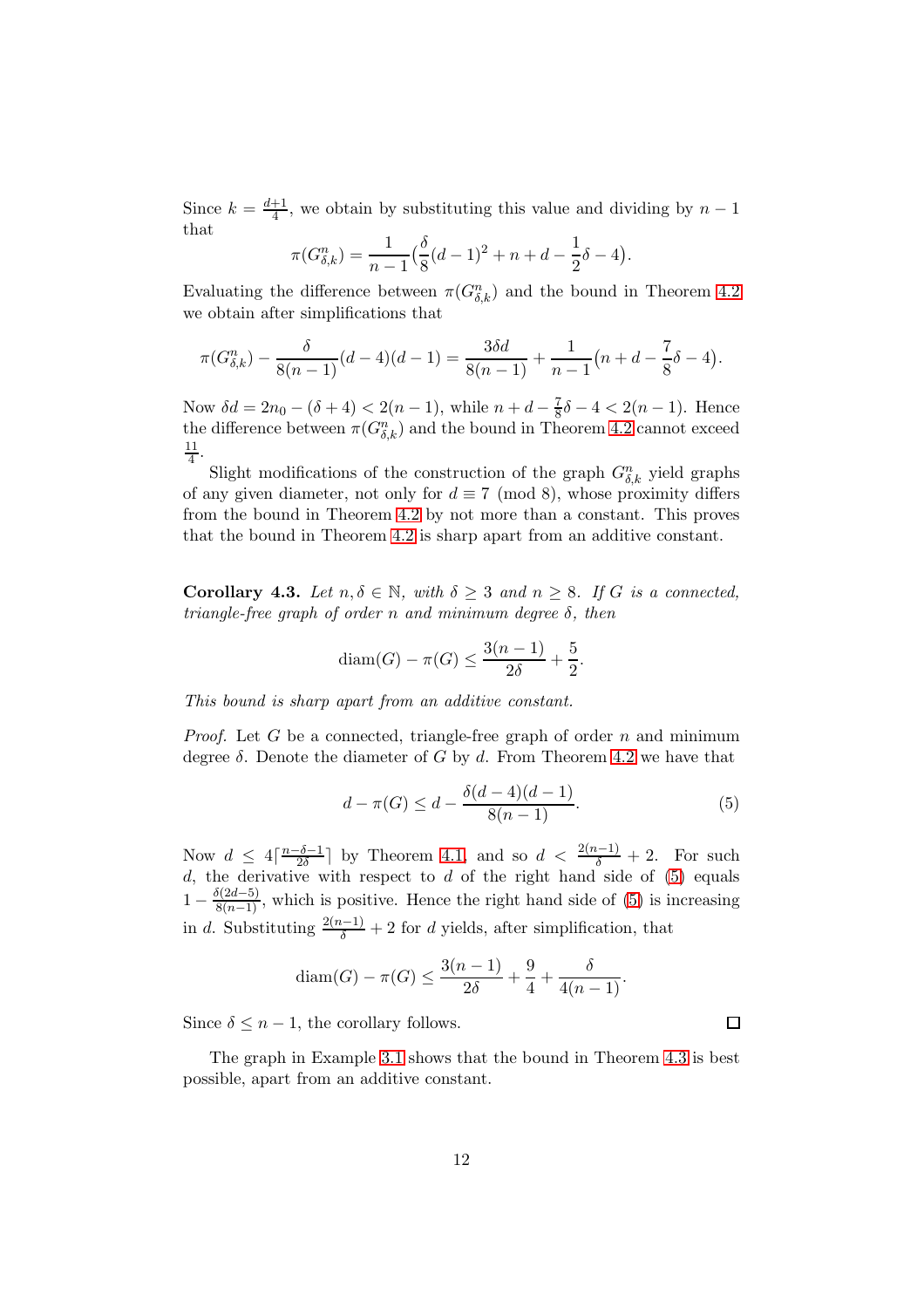Since $k = \frac{d+1}{4}$, we obtain by substituting this value and dividing by $n-1$ that

$$\pi(G^n_{\delta,k}) = \frac{1}{n-1}\big(\frac{\delta}{8}(d-1)^2 + n + d - \frac{1}{2}\delta - 4\big).$$

Evaluating the difference between $\pi(G^n_{\delta,k})$ and the bound in Theorem 4.2 we obtain after simplifications that

$$\pi(G^n_{\delta,k}) - \frac{\delta}{8(n-1)}(d-4)(d-1) = \frac{3\delta d}{8(n-1)} + \frac{1}{n-1}\big(n + d - \frac{7}{8}\delta - 4\big).$$

Now $\delta d = 2n_0 - (\delta+4) < 2(n-1)$, while $n + d - \frac{7}{8}\delta - 4 < 2(n-1)$. Hence the difference between $\pi(G^n_{\delta,k})$ and the bound in Theorem 4.2 cannot exceed $\frac{11}{4}$.

Slight modifications of the construction of the graph $G^n_{\delta,k}$ yield graphs of any given diameter, not only for $d \equiv 7 \pmod 8$, whose proximity differs from the bound in Theorem 4.2 by not more than a constant. This proves that the bound in Theorem 4.2 is sharp apart from an additive constant.

**Corollary 4.3.** *Let $n, \delta \in \mathbb{N}$, with $\delta \geq 3$ and $n \geq 8$. If $G$ is a connected, triangle-free graph of order $n$ and minimum degree $\delta$, then*

$$\operatorname{diam}(G) - \pi(G) \leq \frac{3(n-1)}{2\delta} + \frac{5}{2}.$$

*This bound is sharp apart from an additive constant.*

*Proof.* Let $G$ be a connected, triangle-free graph of order $n$ and minimum degree $\delta$. Denote the diameter of $G$ by $d$. From Theorem 4.2 we have that

$$d - \pi(G) \leq d - \frac{\delta(d-4)(d-1)}{8(n-1)}. \tag{5}$$

Now $d \leq 4\lceil \frac{n-\delta-1}{2\delta} \rceil$ by Theorem 4.1, and so $d < \frac{2(n-1)}{\delta} + 2$. For such $d$, the derivative with respect to $d$ of the right hand side of (5) equals $1 - \frac{\delta(2d-5)}{8(n-1)}$, which is positive. Hence the right hand side of (5) is increasing in $d$. Substituting $\frac{2(n-1)}{\delta} + 2$ for $d$ yields, after simplification, that

$$\operatorname{diam}(G) - \pi(G) \leq \frac{3(n-1)}{2\delta} + \frac{9}{4} + \frac{\delta}{4(n-1)}.$$

Since $\delta \leq n-1$, the corollary follows. $\square$

The graph in Example 3.1 shows that the bound in Theorem 4.3 is best possible, apart from an additive constant.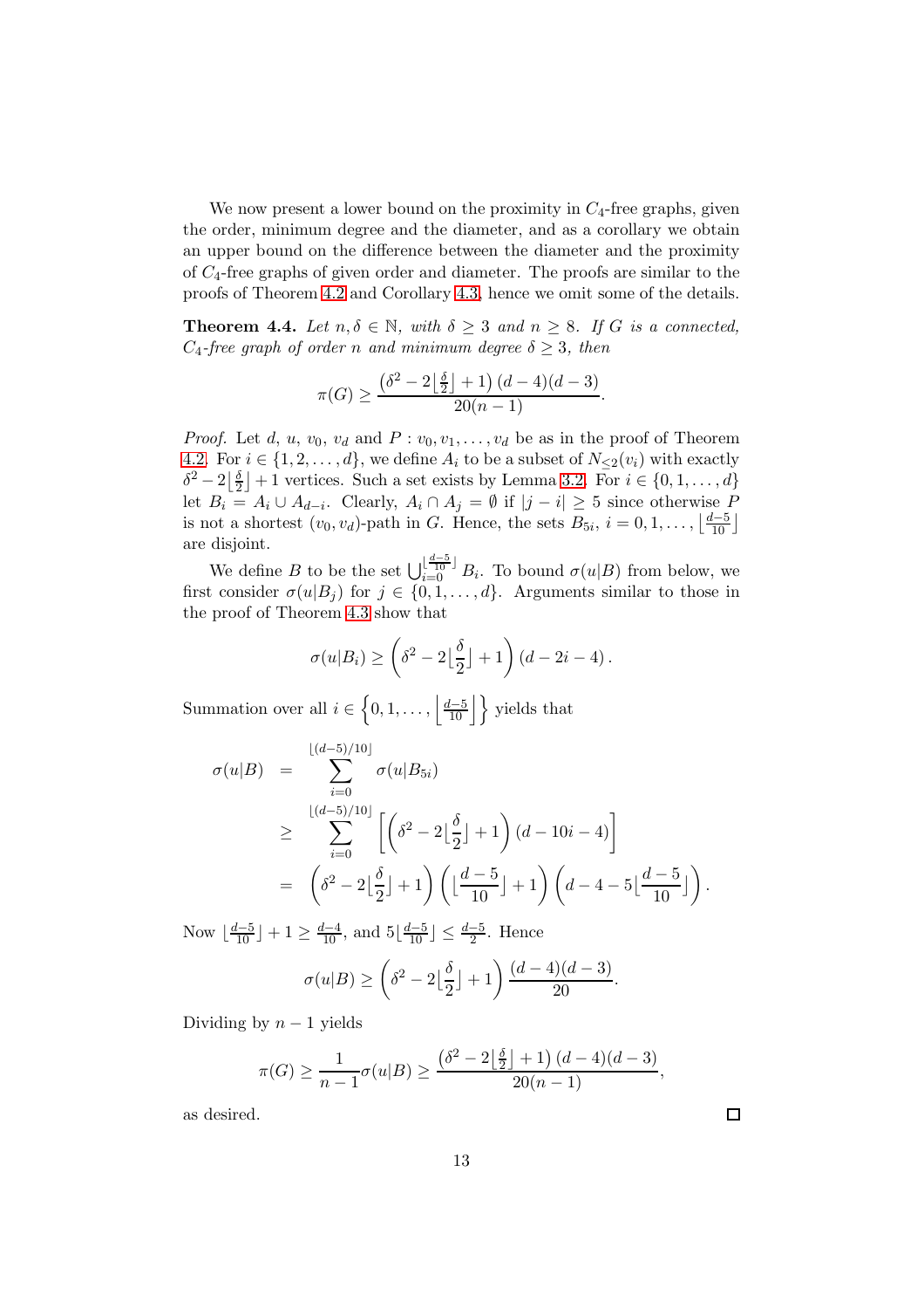We now present a lower bound on the proximity in $C_4$-free graphs, given the order, minimum degree and the diameter, and as a corollary we obtain an upper bound on the difference between the diameter and the proximity of $C_4$-free graphs of given order and diameter. The proofs are similar to the proofs of Theorem 4.2 and Corollary 4.3, hence we omit some of the details.

**Theorem 4.4.** *Let $n, \delta \in \mathbb{N}$, with $\delta \geq 3$ and $n \geq 8$. If $G$ is a connected, $C_4$-free graph of order $n$ and minimum degree $\delta \geq 3$, then*

$$\pi(G) \geq \frac{\left(\delta^2 - 2\lfloor\frac{\delta}{2}\rfloor + 1\right)(d-4)(d-3)}{20(n-1)}.$$

*Proof.* Let $d$, $u$, $v_0$, $v_d$ and $P : v_0, v_1, \ldots, v_d$ be as in the proof of Theorem 4.2. For $i \in \{1, 2, \ldots, d\}$, we define $A_i$ to be a subset of $N_{\leq 2}(v_i)$ with exactly $\delta^2 - 2\lfloor\frac{\delta}{2}\rfloor + 1$ vertices. Such a set exists by Lemma 3.2. For $i \in \{0, 1, \ldots, d\}$ let $B_i = A_i \cup A_{d-i}$. Clearly, $A_i \cap A_j = \emptyset$ if $|j - i| \geq 5$ since otherwise $P$ is not a shortest $(v_0, v_d)$-path in $G$. Hence, the sets $B_{5i}$, $i = 0, 1, \ldots, \lfloor\frac{d-5}{10}\rfloor$ are disjoint.

We define $B$ to be the set $\bigcup_{i=0}^{\lfloor\frac{d-5}{10}\rfloor} B_i$. To bound $\sigma(u|B)$ from below, we first consider $\sigma(u|B_j)$ for $j \in \{0, 1, \ldots, d\}$. Arguments similar to those in the proof of Theorem 4.3 show that

$$\sigma(u|B_i) \geq \left(\delta^2 - 2\lfloor\frac{\delta}{2}\rfloor + 1\right)(d - 2i - 4).$$

Summation over all $i \in \left\{0, 1, \ldots, \left\lfloor\frac{d-5}{10}\right\rfloor\right\}$ yields that

$$\begin{aligned}
\sigma(u|B) &= \sum_{i=0}^{\lfloor(d-5)/10\rfloor} \sigma(u|B_{5i}) \\
&\geq \sum_{i=0}^{\lfloor(d-5)/10\rfloor} \left[\left(\delta^2 - 2\lfloor\frac{\delta}{2}\rfloor + 1\right)(d - 10i - 4)\right] \\
&= \left(\delta^2 - 2\lfloor\frac{\delta}{2}\rfloor + 1\right)\left(\lfloor\frac{d-5}{10}\rfloor + 1\right)\left(d - 4 - 5\lfloor\frac{d-5}{10}\rfloor\right).
\end{aligned}$$

Now $\lfloor\frac{d-5}{10}\rfloor + 1 \geq \frac{d-4}{10}$, and $5\lfloor\frac{d-5}{10}\rfloor \leq \frac{d-5}{2}$. Hence

$$\sigma(u|B) \geq \left(\delta^2 - 2\lfloor\frac{\delta}{2}\rfloor + 1\right)\frac{(d-4)(d-3)}{20}.$$

Dividing by $n - 1$ yields

$$\pi(G) \geq \frac{1}{n-1}\sigma(u|B) \geq \frac{\left(\delta^2 - 2\lfloor\frac{\delta}{2}\rfloor + 1\right)(d-4)(d-3)}{20(n-1)},$$

as desired. $\square$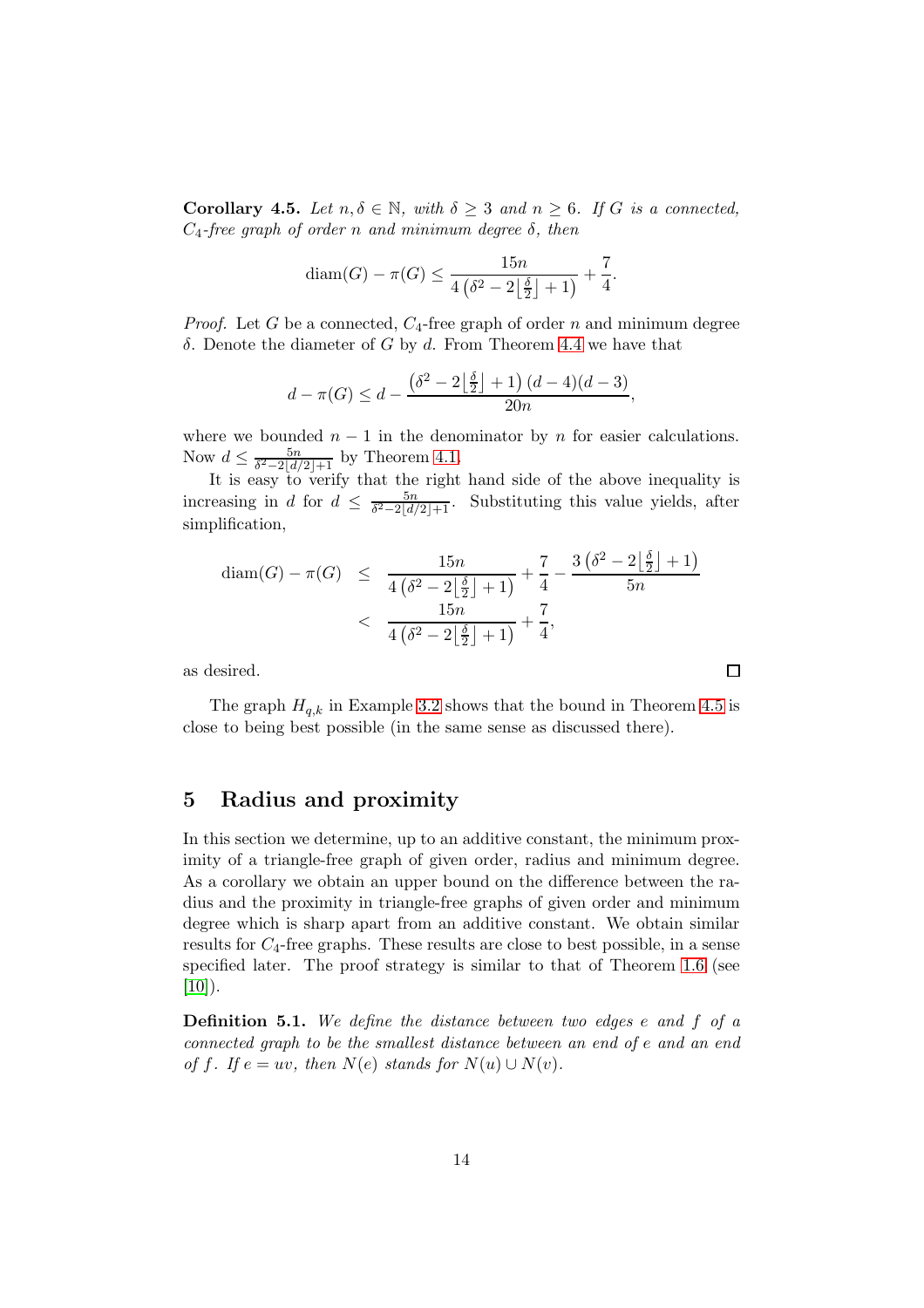**Corollary 4.5.** *Let $n, \delta \in \mathbb{N}$, with $\delta \geq 3$ and $n \geq 6$. If $G$ is a connected, $C_4$-free graph of order $n$ and minimum degree $\delta$, then*

$$\operatorname{diam}(G) - \pi(G) \leq \frac{15n}{4\left(\delta^2 - 2\lfloor\frac{\delta}{2}\rfloor + 1\right)} + \frac{7}{4}.$$

*Proof.* Let $G$ be a connected, $C_4$-free graph of order $n$ and minimum degree $\delta$. Denote the diameter of $G$ by $d$. From Theorem 4.4 we have that

$$d - \pi(G) \leq d - \frac{\left(\delta^2 - 2\lfloor\frac{\delta}{2}\rfloor + 1\right)(d-4)(d-3)}{20n},$$

where we bounded $n-1$ in the denominator by $n$ for easier calculations. Now $d \leq \frac{5n}{\delta^2 - 2\lfloor d/2 \rfloor + 1}$ by Theorem 4.1.

It is easy to verify that the right hand side of the above inequality is increasing in $d$ for $d \leq \frac{5n}{\delta^2 - 2\lfloor d/2 \rfloor + 1}$. Substituting this value yields, after simplification,

$$\begin{aligned}
\operatorname{diam}(G) - \pi(G) &\leq \frac{15n}{4\left(\delta^2 - 2\lfloor\frac{\delta}{2}\rfloor + 1\right)} + \frac{7}{4} - \frac{3\left(\delta^2 - 2\lfloor\frac{\delta}{2}\rfloor + 1\right)}{5n} \\
&< \frac{15n}{4\left(\delta^2 - 2\lfloor\frac{\delta}{2}\rfloor + 1\right)} + \frac{7}{4},
\end{aligned}$$

as desired. □

The graph $H_{q,k}$ in Example 3.2 shows that the bound in Theorem 4.5 is close to being best possible (in the same sense as discussed there).

## 5 Radius and proximity

In this section we determine, up to an additive constant, the minimum proximity of a triangle-free graph of given order, radius and minimum degree. As a corollary we obtain an upper bound on the difference between the radius and the proximity in triangle-free graphs of given order and minimum degree which is sharp apart from an additive constant. We obtain similar results for $C_4$-free graphs. These results are close to best possible, in a sense specified later. The proof strategy is similar to that of Theorem 1.6 (see [10]).

**Definition 5.1.** *We define the distance between two edges $e$ and $f$ of a connected graph to be the smallest distance between an end of $e$ and an end of $f$. If $e = uv$, then $N(e)$ stands for $N(u) \cup N(v)$.*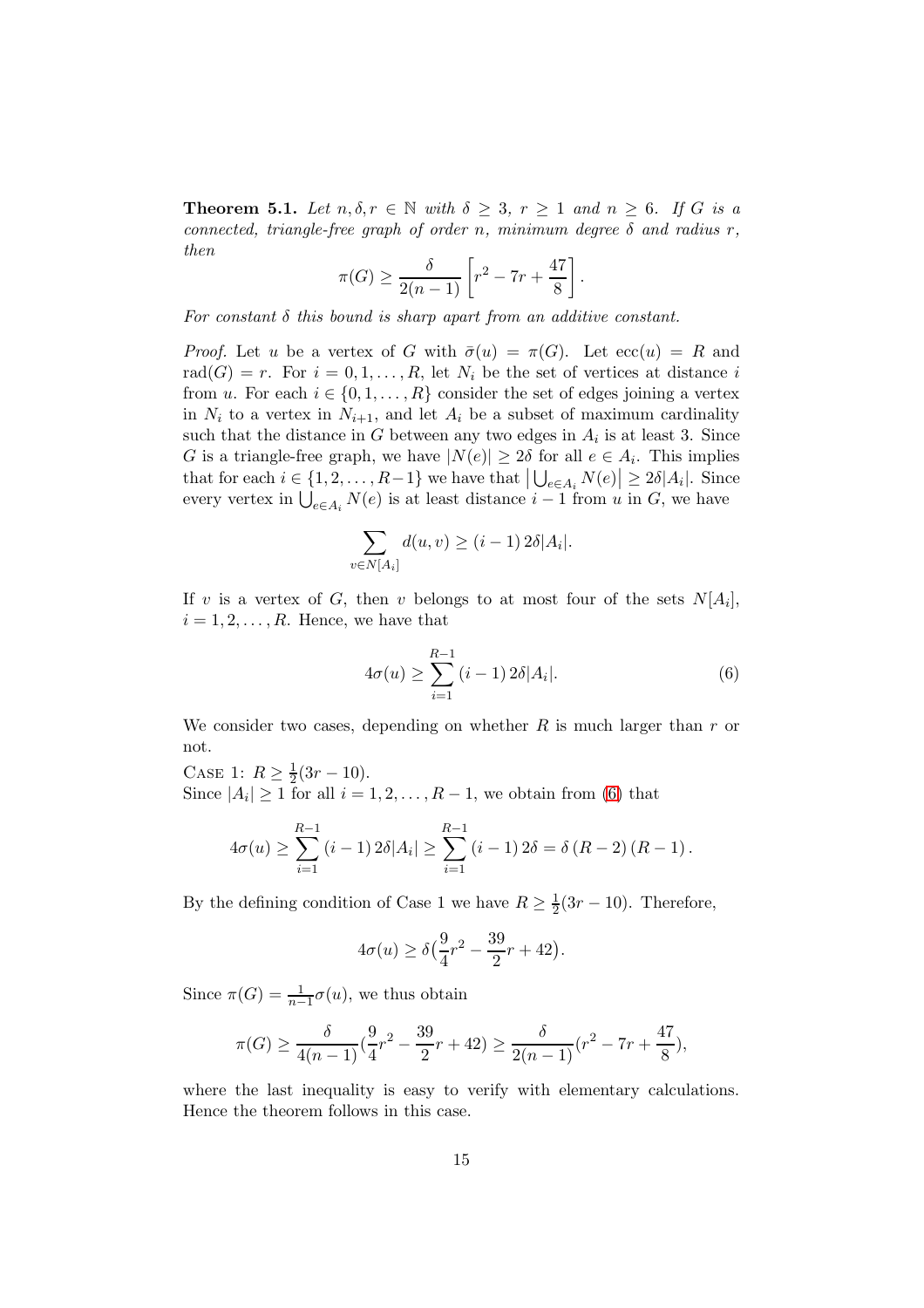**Theorem 5.1.** *Let $n, \delta, r \in \mathbb{N}$ with $\delta \geq 3$, $r \geq 1$ and $n \geq 6$. If $G$ is a connected, triangle-free graph of order $n$, minimum degree $\delta$ and radius $r$, then*

$$\pi(G) \geq \frac{\delta}{2(n-1)} \left[ r^2 - 7r + \frac{47}{8} \right].$$

*For constant $\delta$ this bound is sharp apart from an additive constant.*

*Proof.* Let $u$ be a vertex of $G$ with $\bar{\sigma}(u) = \pi(G)$. Let $\mathrm{ecc}(u) = R$ and $\mathrm{rad}(G) = r$. For $i = 0, 1, \ldots, R$, let $N_i$ be the set of vertices at distance $i$ from $u$. For each $i \in \{0, 1, \ldots, R\}$ consider the set of edges joining a vertex in $N_i$ to a vertex in $N_{i+1}$, and let $A_i$ be a subset of maximum cardinality such that the distance in $G$ between any two edges in $A_i$ is at least 3. Since $G$ is a triangle-free graph, we have $|N(e)| \geq 2\delta$ for all $e \in A_i$. This implies that for each $i \in \{1, 2, \ldots, R-1\}$ we have that $\left|\bigcup_{e \in A_i} N(e)\right| \geq 2\delta |A_i|$. Since every vertex in $\bigcup_{e \in A_i} N(e)$ is at least distance $i-1$ from $u$ in $G$, we have

$$\sum_{v \in N[A_i]} d(u, v) \geq (i-1)\, 2\delta |A_i|.$$

If $v$ is a vertex of $G$, then $v$ belongs to at most four of the sets $N[A_i]$, $i = 1, 2, \ldots, R$. Hence, we have that

$$4\sigma(u) \geq \sum_{i=1}^{R-1} (i-1)\, 2\delta |A_i|. \tag{6}$$

We consider two cases, depending on whether $R$ is much larger than $r$ or not.

Case 1: $R \geq \frac{1}{2}(3r - 10)$.
Since $|A_i| \geq 1$ for all $i = 1, 2, \ldots, R-1$, we obtain from (6) that

$$4\sigma(u) \geq \sum_{i=1}^{R-1} (i-1)\, 2\delta |A_i| \geq \sum_{i=1}^{R-1} (i-1)\, 2\delta = \delta\, (R-2)\, (R-1)\,.$$

By the defining condition of Case 1 we have $R \geq \frac{1}{2}(3r - 10)$. Therefore,

$$4\sigma(u) \geq \delta\big(\frac{9}{4}r^2 - \frac{39}{2}r + 42\big).$$

Since $\pi(G) = \frac{1}{n-1}\sigma(u)$, we thus obtain

$$\pi(G) \geq \frac{\delta}{4(n-1)}\big(\frac{9}{4}r^2 - \frac{39}{2}r + 42\big) \geq \frac{\delta}{2(n-1)}\big(r^2 - 7r + \frac{47}{8}\big),$$

where the last inequality is easy to verify with elementary calculations. Hence the theorem follows in this case.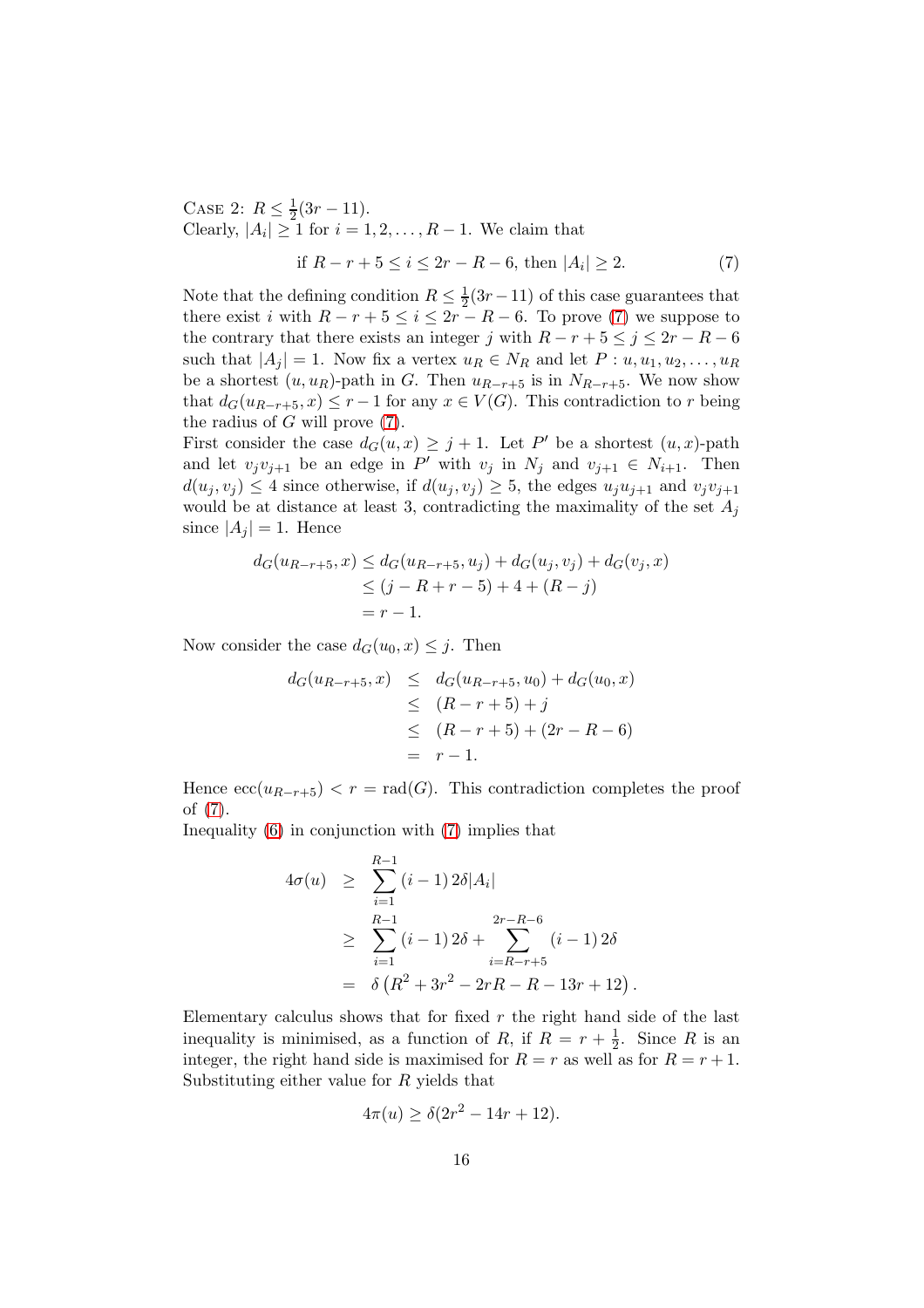Case 2: $R \le \frac{1}{2}(3r-11)$.
Clearly, $|A_i| \ge 1$ for $i = 1, 2, \ldots, R-1$. We claim that

$$\text{if } R-r+5 \le i \le 2r-R-6, \text{ then } |A_i| \ge 2. \tag{7}$$

Note that the defining condition $R \le \frac{1}{2}(3r-11)$ of this case guarantees that there exist $i$ with $R-r+5 \le i \le 2r-R-6$. To prove (7) we suppose to the contrary that there exists an integer $j$ with $R-r+5 \le j \le 2r-R-6$ such that $|A_j| = 1$. Now fix a vertex $u_R \in N_R$ and let $P : u, u_1, u_2, \ldots, u_R$ be a shortest $(u, u_R)$-path in $G$. Then $u_{R-r+5}$ is in $N_{R-r+5}$. We now show that $d_G(u_{R-r+5}, x) \le r-1$ for any $x \in V(G)$. This contradiction to $r$ being the radius of $G$ will prove (7).
First consider the case $d_G(u, x) \ge j+1$. Let $P'$ be a shortest $(u, x)$-path and let $v_j v_{j+1}$ be an edge in $P'$ with $v_j$ in $N_j$ and $v_{j+1} \in N_{i+1}$. Then $d(u_j, v_j) \le 4$ since otherwise, if $d(u_j, v_j) \ge 5$, the edges $u_j u_{j+1}$ and $v_j v_{j+1}$ would be at distance at least 3, contradicting the maximality of the set $A_j$ since $|A_j| = 1$. Hence

$$\begin{aligned}
d_G(u_{R-r+5}, x) &\le d_G(u_{R-r+5}, u_j) + d_G(u_j, v_j) + d_G(v_j, x) \\
&\le (j - R + r - 5) + 4 + (R - j) \\
&= r - 1.
\end{aligned}$$

Now consider the case $d_G(u_0, x) \le j$. Then

$$\begin{aligned}
d_G(u_{R-r+5}, x) &\le d_G(u_{R-r+5}, u_0) + d_G(u_0, x) \\
&\le (R - r + 5) + j \\
&\le (R - r + 5) + (2r - R - 6) \\
&= r - 1.
\end{aligned}$$

Hence $\mathrm{ecc}(u_{R-r+5}) < r = \mathrm{rad}(G)$. This contradiction completes the proof of (7).
Inequality (6) in conjunction with (7) implies that

$$\begin{aligned}
4\sigma(u) &\ge \sum_{i=1}^{R-1} (i-1)\, 2\delta |A_i| \\
&\ge \sum_{i=1}^{R-1} (i-1)\, 2\delta + \sum_{i=R-r+5}^{2r-R-6} (i-1)\, 2\delta \\
&= \delta\left(R^2 + 3r^2 - 2rR - R - 13r + 12\right).
\end{aligned}$$

Elementary calculus shows that for fixed $r$ the right hand side of the last inequality is minimised, as a function of $R$, if $R = r + \frac{1}{2}$. Since $R$ is an integer, the right hand side is maximised for $R = r$ as well as for $R = r+1$. Substituting either value for $R$ yields that

$$4\pi(u) \ge \delta(2r^2 - 14r + 12).$$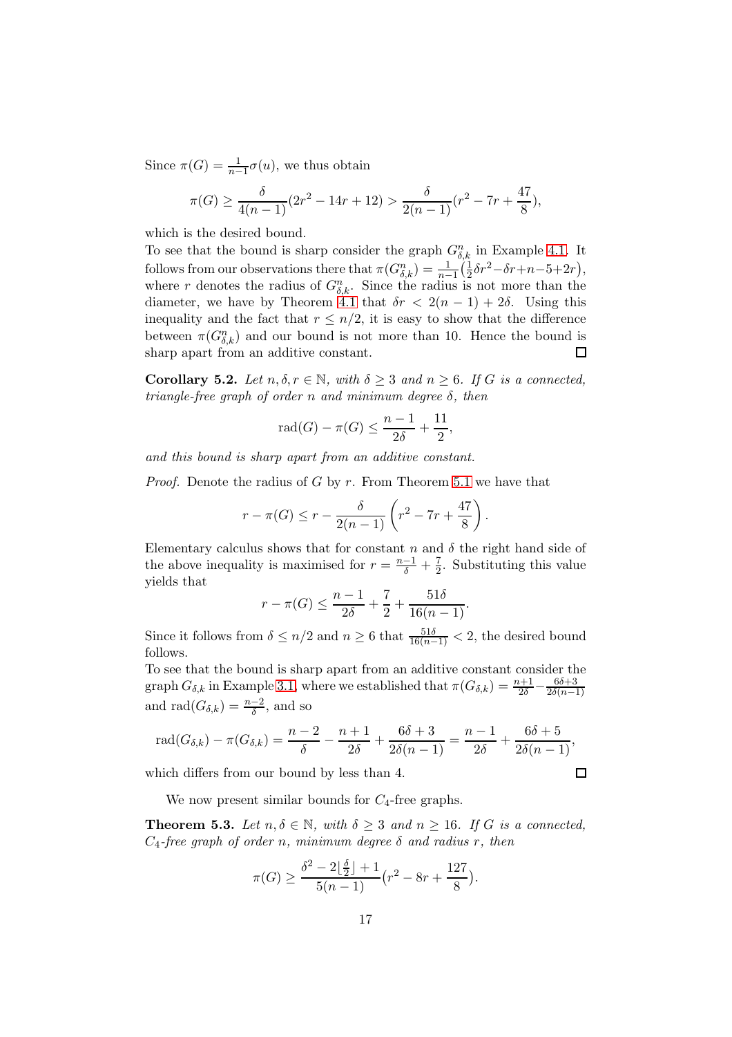Since $\pi(G) = \frac{1}{n-1}\sigma(u)$, we thus obtain

$$\pi(G) \geq \frac{\delta}{4(n-1)}(2r^2 - 14r + 12) > \frac{\delta}{2(n-1)}(r^2 - 7r + \frac{47}{8}),$$

which is the desired bound.
To see that the bound is sharp consider the graph $G^n_{\delta,k}$ in Example 4.1. It follows from our observations there that $\pi(G^n_{\delta,k}) = \frac{1}{n-1}\big(\frac{1}{2}\delta r^2 - \delta r + n - 5 + 2r\big)$, where $r$ denotes the radius of $G^n_{\delta,k}$. Since the radius is not more than the diameter, we have by Theorem 4.1 that $\delta r < 2(n-1) + 2\delta$. Using this inequality and the fact that $r \leq n/2$, it is easy to show that the difference between $\pi(G^n_{\delta,k})$ and our bound is not more than 10. Hence the bound is sharp apart from an additive constant. □

**Corollary 5.2.** *Let $n, \delta, r \in \mathbb{N}$, with $\delta \geq 3$ and $n \geq 6$. If $G$ is a connected, triangle-free graph of order $n$ and minimum degree $\delta$, then*

$$\mathrm{rad}(G) - \pi(G) \leq \frac{n-1}{2\delta} + \frac{11}{2},$$

*and this bound is sharp apart from an additive constant.*

*Proof.* Denote the radius of $G$ by $r$. From Theorem 5.1 we have that

$$r - \pi(G) \leq r - \frac{\delta}{2(n-1)}\left(r^2 - 7r + \frac{47}{8}\right).$$

Elementary calculus shows that for constant $n$ and $\delta$ the right hand side of the above inequality is maximised for $r = \frac{n-1}{\delta} + \frac{7}{2}$. Substituting this value yields that

$$r - \pi(G) \leq \frac{n-1}{2\delta} + \frac{7}{2} + \frac{51\delta}{16(n-1)}.$$

Since it follows from $\delta \leq n/2$ and $n \geq 6$ that $\frac{51\delta}{16(n-1)} < 2$, the desired bound follows.
To see that the bound is sharp apart from an additive constant consider the graph $G_{\delta,k}$ in Example 3.1, where we established that $\pi(G_{\delta,k}) = \frac{n+1}{2\delta} - \frac{6\delta+3}{2\delta(n-1)}$ and $\mathrm{rad}(G_{\delta,k}) = \frac{n-2}{\delta}$, and so

$$\mathrm{rad}(G_{\delta,k}) - \pi(G_{\delta,k}) = \frac{n-2}{\delta} - \frac{n+1}{2\delta} + \frac{6\delta+3}{2\delta(n-1)} = \frac{n-1}{2\delta} + \frac{6\delta+5}{2\delta(n-1)},$$

which differs from our bound by less than 4. □

We now present similar bounds for $C_4$-free graphs.

**Theorem 5.3.** *Let $n, \delta \in \mathbb{N}$, with $\delta \geq 3$ and $n \geq 16$. If $G$ is a connected, $C_4$-free graph of order $n$, minimum degree $\delta$ and radius $r$, then*

$$\pi(G) \geq \frac{\delta^2 - 2\lfloor\frac{\delta}{2}\rfloor + 1}{5(n-1)}\big(r^2 - 8r + \frac{127}{8}\big).$$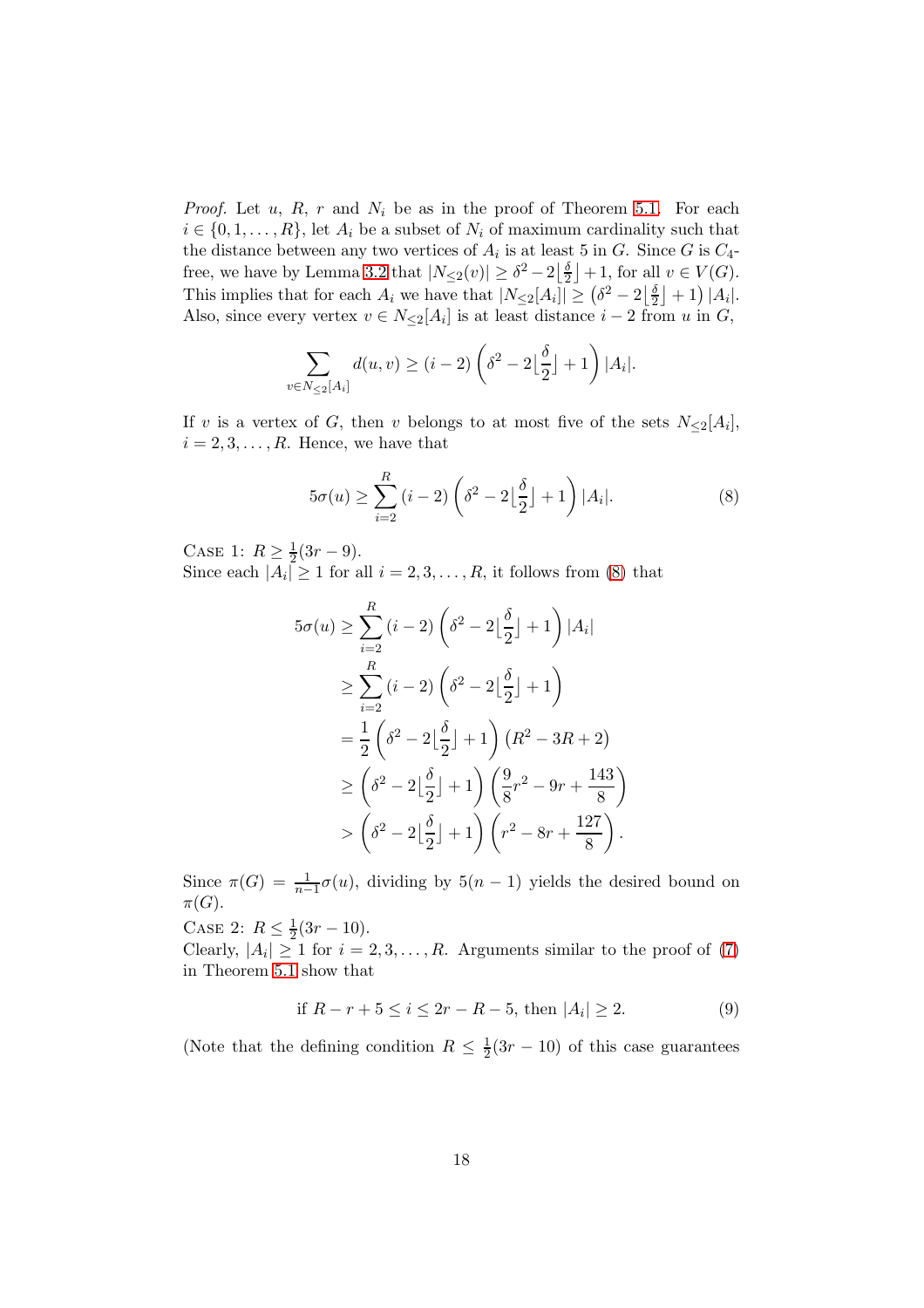*Proof.* Let $u$, $R$, $r$ and $N_i$ be as in the proof of Theorem 5.1. For each $i \in \{0, 1, \ldots, R\}$, let $A_i$ be a subset of $N_i$ of maximum cardinality such that the distance between any two vertices of $A_i$ is at least 5 in $G$. Since $G$ is $C_4$-free, we have by Lemma 3.2 that $|N_{\leq 2}(v)| \geq \delta^2 - 2\lfloor \frac{\delta}{2} \rfloor + 1$, for all $v \in V(G)$. This implies that for each $A_i$ we have that $|N_{\leq 2}[A_i]| \geq \left(\delta^2 - 2\lfloor \frac{\delta}{2} \rfloor + 1\right)|A_i|$. Also, since every vertex $v \in N_{\leq 2}[A_i]$ is at least distance $i-2$ from $u$ in $G$,

$$\sum_{v \in N_{\leq 2}[A_i]} d(u,v) \geq (i-2)\left(\delta^2 - 2\lfloor \frac{\delta}{2} \rfloor + 1\right)|A_i|.$$

If $v$ is a vertex of $G$, then $v$ belongs to at most five of the sets $N_{\leq 2}[A_i]$, $i = 2, 3, \ldots, R$. Hence, we have that

$$5\sigma(u) \geq \sum_{i=2}^{R} (i-2)\left(\delta^2 - 2\lfloor \frac{\delta}{2} \rfloor + 1\right)|A_i|. \tag{8}$$

Case 1: $R \geq \frac{1}{2}(3r - 9)$.
Since each $|A_i| \geq 1$ for all $i = 2, 3, \ldots, R$, it follows from (8) that

$$\begin{aligned}
5\sigma(u) &\geq \sum_{i=2}^{R} (i-2)\left(\delta^2 - 2\lfloor \frac{\delta}{2} \rfloor + 1\right)|A_i| \\
&\geq \sum_{i=2}^{R} (i-2)\left(\delta^2 - 2\lfloor \frac{\delta}{2} \rfloor + 1\right) \\
&= \frac{1}{2}\left(\delta^2 - 2\lfloor \frac{\delta}{2} \rfloor + 1\right)\left(R^2 - 3R + 2\right) \\
&\geq \left(\delta^2 - 2\lfloor \frac{\delta}{2} \rfloor + 1\right)\left(\frac{9}{8}r^2 - 9r + \frac{143}{8}\right) \\
&> \left(\delta^2 - 2\lfloor \frac{\delta}{2} \rfloor + 1\right)\left(r^2 - 8r + \frac{127}{8}\right).
\end{aligned}$$

Since $\pi(G) = \frac{1}{n-1}\sigma(u)$, dividing by $5(n-1)$ yields the desired bound on $\pi(G)$.

Case 2: $R \leq \frac{1}{2}(3r - 10)$.
Clearly, $|A_i| \geq 1$ for $i = 2, 3, \ldots, R$. Arguments similar to the proof of (7) in Theorem 5.1 show that

$$\text{if } R - r + 5 \leq i \leq 2r - R - 5, \text{ then } |A_i| \geq 2. \tag{9}$$

(Note that the defining condition $R \leq \frac{1}{2}(3r - 10)$ of this case guarantees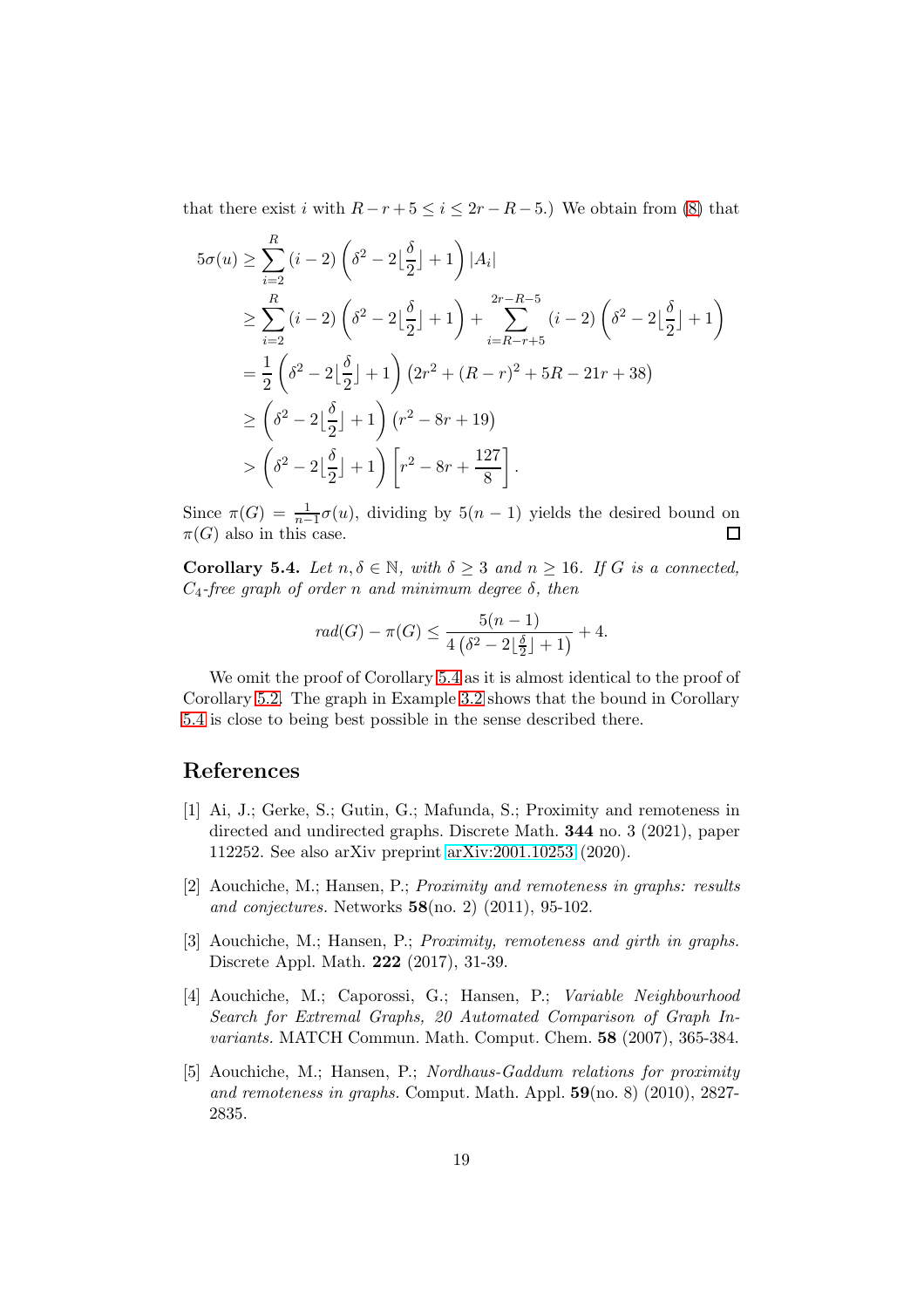that there exist $i$ with $R-r+5 \leq i \leq 2r-R-5$.) We obtain from (8) that

$$
\begin{aligned}
5\sigma(u) &\geq \sum_{i=2}^{R} (i-2)\left(\delta^2 - 2\lfloor\frac{\delta}{2}\rfloor + 1\right)|A_i| \\
&\geq \sum_{i=2}^{R} (i-2)\left(\delta^2 - 2\lfloor\frac{\delta}{2}\rfloor + 1\right) + \sum_{i=R-r+5}^{2r-R-5} (i-2)\left(\delta^2 - 2\lfloor\frac{\delta}{2}\rfloor + 1\right) \\
&= \frac{1}{2}\left(\delta^2 - 2\lfloor\frac{\delta}{2}\rfloor + 1\right)\left(2r^2 + (R-r)^2 + 5R - 21r + 38\right) \\
&\geq \left(\delta^2 - 2\lfloor\frac{\delta}{2}\rfloor + 1\right)\left(r^2 - 8r + 19\right) \\
&> \left(\delta^2 - 2\lfloor\frac{\delta}{2}\rfloor + 1\right)\left[r^2 - 8r + \frac{127}{8}\right].
\end{aligned}
$$

Since $\pi(G) = \frac{1}{n-1}\sigma(u)$, dividing by $5(n-1)$ yields the desired bound on $\pi(G)$ also in this case. □

**Corollary 5.4.** *Let $n, \delta \in \mathbb{N}$, with $\delta \geq 3$ and $n \geq 16$. If $G$ is a connected, $C_4$-free graph of order $n$ and minimum degree $\delta$, then*

$$
rad(G) - \pi(G) \leq \frac{5(n-1)}{4\left(\delta^2 - 2\lfloor\frac{\delta}{2}\rfloor + 1\right)} + 4.
$$

We omit the proof of Corollary 5.4 as it is almost identical to the proof of Corollary 5.2. The graph in Example 3.2 shows that the bound in Corollary 5.4 is close to being best possible in the sense described there.

## References

[1] Ai, J.; Gerke, S.; Gutin, G.; Mafunda, S.; Proximity and remoteness in directed and undirected graphs. Discrete Math. **344** no. 3 (2021), paper 112252. See also arXiv preprint arXiv:2001.10253 (2020).

[2] Aouchiche, M.; Hansen, P.; *Proximity and remoteness in graphs: results and conjectures.* Networks **58**(no. 2) (2011), 95-102.

[3] Aouchiche, M.; Hansen, P.; *Proximity, remoteness and girth in graphs.* Discrete Appl. Math. **222** (2017), 31-39.

[4] Aouchiche, M.; Caporossi, G.; Hansen, P.; *Variable Neighbourhood Search for Extremal Graphs, 20 Automated Comparison of Graph Invariants.* MATCH Commun. Math. Comput. Chem. **58** (2007), 365-384.

[5] Aouchiche, M.; Hansen, P.; *Nordhaus-Gaddum relations for proximity and remoteness in graphs.* Comput. Math. Appl. **59**(no. 8) (2010), 2827-2835.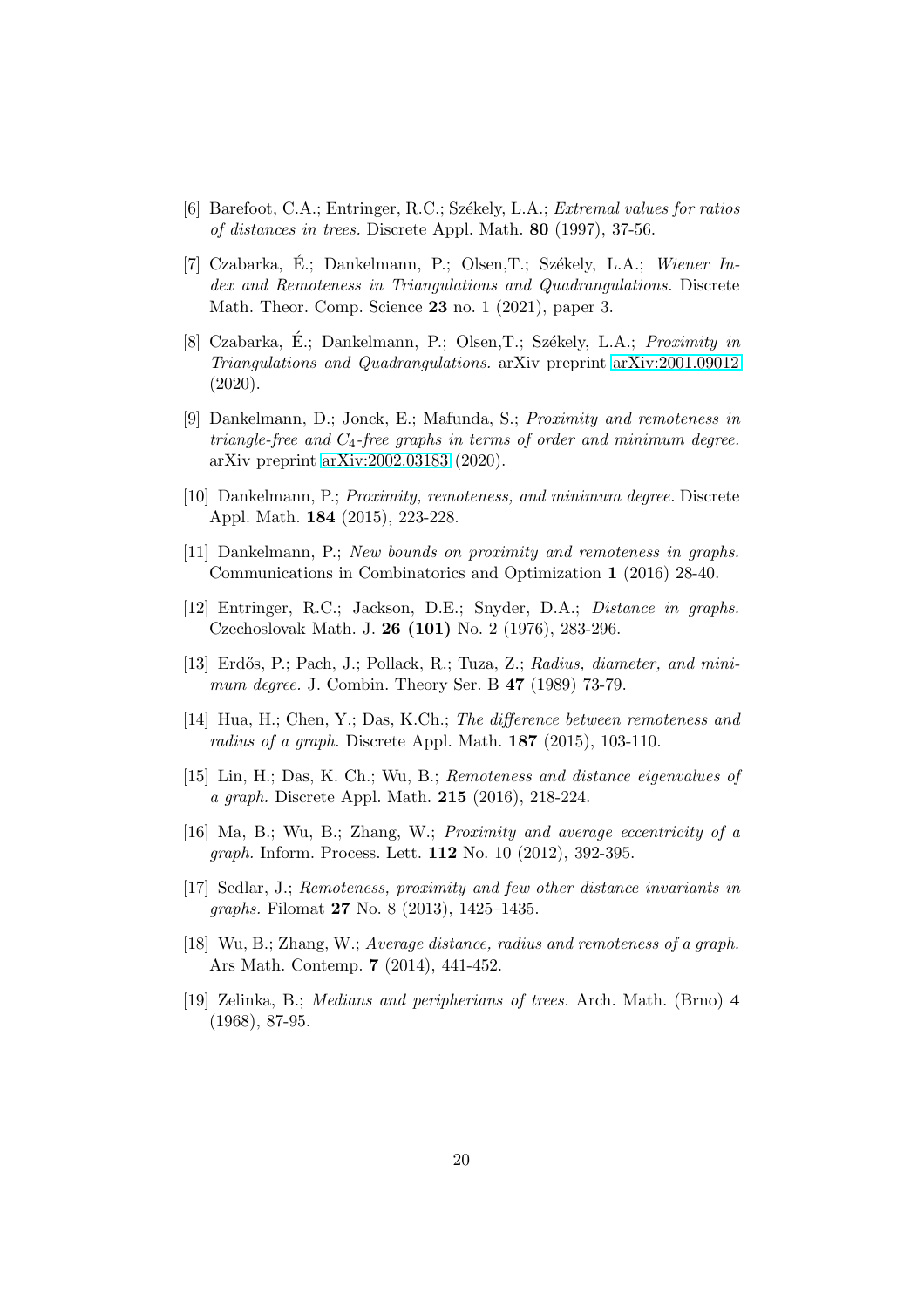[6] Barefoot, C.A.; Entringer, R.C.; Székely, L.A.; *Extremal values for ratios of distances in trees.* Discrete Appl. Math. **80** (1997), 37-56.

[7] Czabarka, É.; Dankelmann, P.; Olsen,T.; Székely, L.A.; *Wiener Index and Remoteness in Triangulations and Quadrangulations.* Discrete Math. Theor. Comp. Science **23** no. 1 (2021), paper 3.

[8] Czabarka, É.; Dankelmann, P.; Olsen,T.; Székely, L.A.; *Proximity in Triangulations and Quadrangulations.* arXiv preprint arXiv:2001.09012 (2020).

[9] Dankelmann, D.; Jonck, E.; Mafunda, S.; *Proximity and remoteness in triangle-free and $C_4$-free graphs in terms of order and minimum degree.* arXiv preprint arXiv:2002.03183 (2020).

[10] Dankelmann, P.; *Proximity, remoteness, and minimum degree.* Discrete Appl. Math. **184** (2015), 223-228.

[11] Dankelmann, P.; *New bounds on proximity and remoteness in graphs.* Communications in Combinatorics and Optimization **1** (2016) 28-40.

[12] Entringer, R.C.; Jackson, D.E.; Snyder, D.A.; *Distance in graphs.* Czechoslovak Math. J. **26 (101)** No. 2 (1976), 283-296.

[13] Erdős, P.; Pach, J.; Pollack, R.; Tuza, Z.; *Radius, diameter, and minimum degree.* J. Combin. Theory Ser. B **47** (1989) 73-79.

[14] Hua, H.; Chen, Y.; Das, K.Ch.; *The difference between remoteness and radius of a graph.* Discrete Appl. Math. **187** (2015), 103-110.

[15] Lin, H.; Das, K. Ch.; Wu, B.; *Remoteness and distance eigenvalues of a graph.* Discrete Appl. Math. **215** (2016), 218-224.

[16] Ma, B.; Wu, B.; Zhang, W.; *Proximity and average eccentricity of a graph.* Inform. Process. Lett. **112** No. 10 (2012), 392-395.

[17] Sedlar, J.; *Remoteness, proximity and few other distance invariants in graphs.* Filomat **27** No. 8 (2013), 1425–1435.

[18] Wu, B.; Zhang, W.; *Average distance, radius and remoteness of a graph.* Ars Math. Contemp. **7** (2014), 441-452.

[19] Zelinka, B.; *Medians and peripherians of trees.* Arch. Math. (Brno) **4** (1968), 87-95.